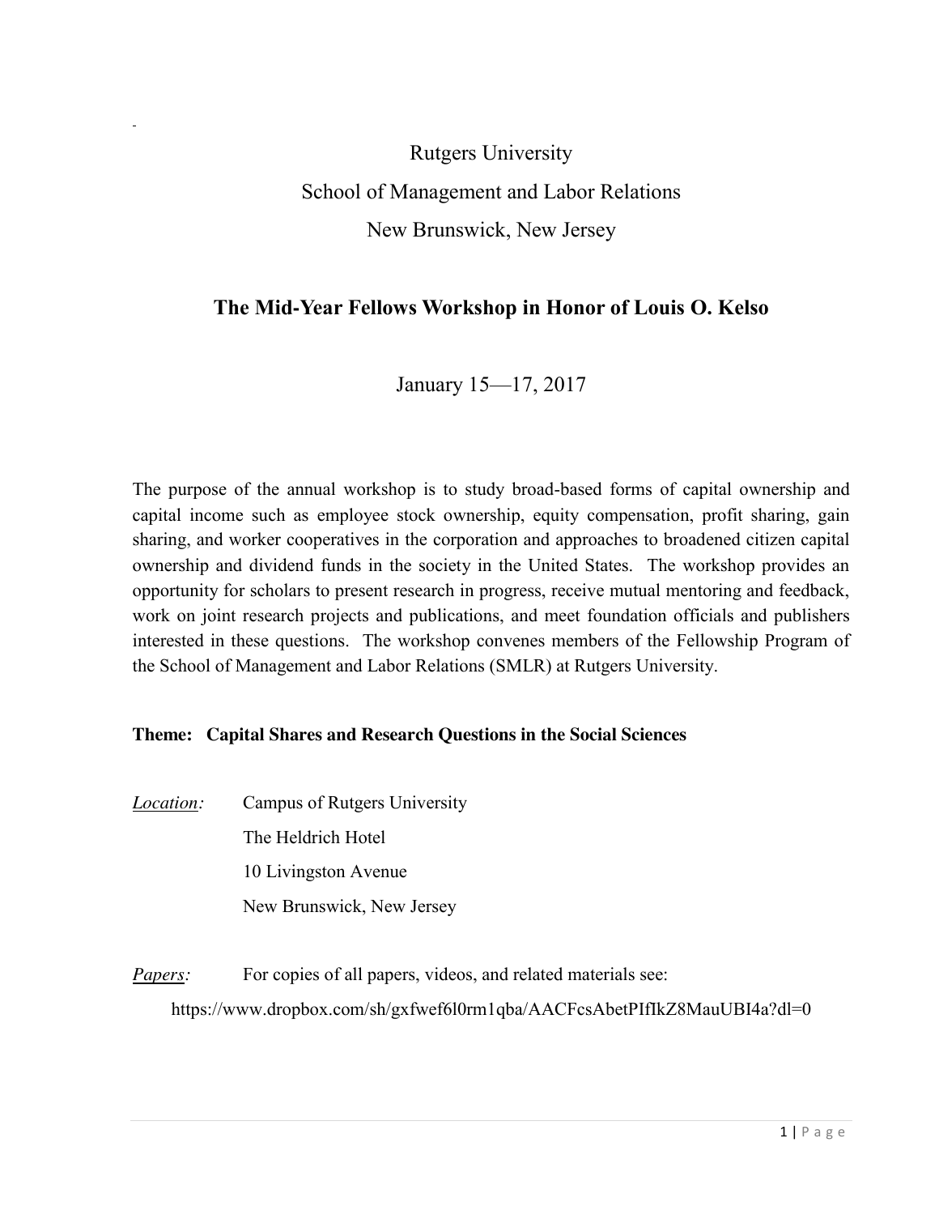Rutgers University

School of Management and Labor Relations

New Brunswick, New Jersey

# The Mid-Year Fellows Workshop in Honor of Louis O. Kelso

January 15—17, 2017

The purpose of the annual workshop is to study broad-based forms of capital ownership and capital income such as employee stock ownership, equity compensation, profit sharing, gain sharing, and worker cooperatives in the corporation and approaches to broadened citizen capital ownership and dividend funds in the society in the United States. The workshop provides an opportunity for scholars to present research in progress, receive mutual mentoring and feedback, work on joint research projects and publications, and meet foundation officials and publishers interested in these questions. The workshop convenes members of the Fellowship Program of the School of Management and Labor Relations (SMLR) at Rutgers University.

**Theme: Capital Shares and Research Questions in the Social Sciences**

*Location:* Campus of Rutgers University
The Heldrich Hotel
10 Livingston Avenue
New Brunswick, New Jersey

*Papers:* For copies of all papers, videos, and related materials see:
https://www.dropbox.com/sh/gxfwef6l0rm1qba/AACFcsAbetPIfIkZ8MauUBI4a?dl=0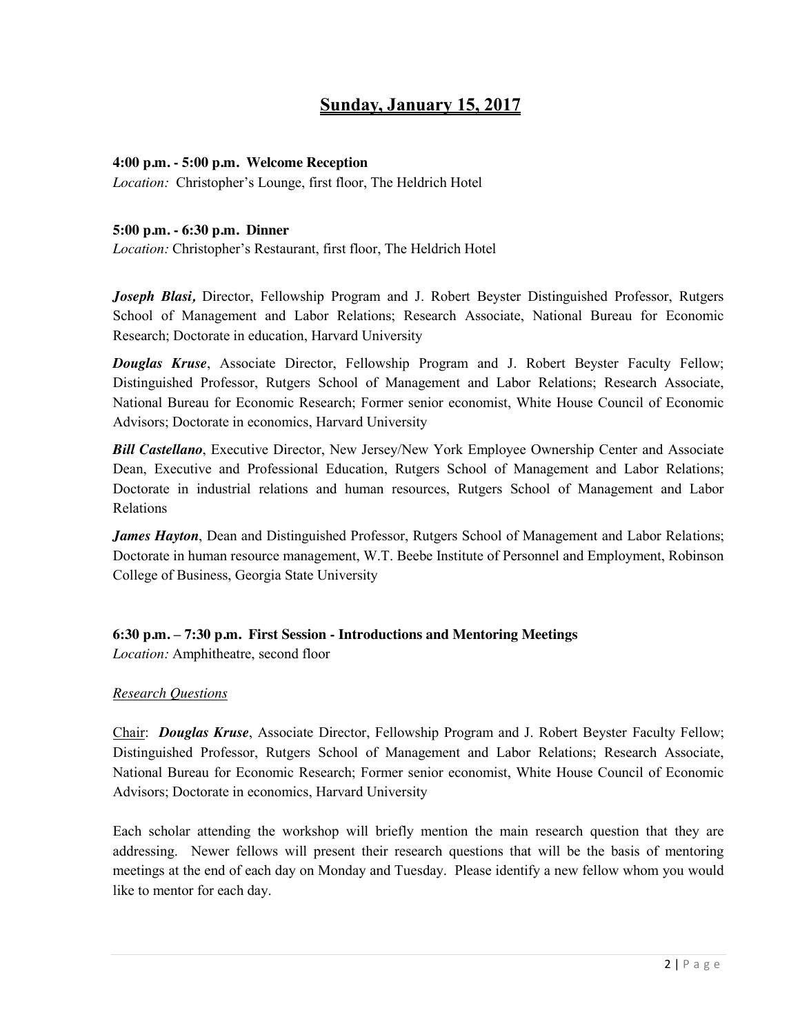## Sunday, January 15, 2017

**4:00 p.m. - 5:00 p.m. Welcome Reception**
*Location:* Christopher's Lounge, first floor, The Heldrich Hotel

**5:00 p.m. - 6:30 p.m. Dinner**
*Location:* Christopher's Restaurant, first floor, The Heldrich Hotel

***Joseph Blasi,*** Director, Fellowship Program and J. Robert Beyster Distinguished Professor, Rutgers School of Management and Labor Relations; Research Associate, National Bureau for Economic Research; Doctorate in education, Harvard University

***Douglas Kruse***, Associate Director, Fellowship Program and J. Robert Beyster Faculty Fellow; Distinguished Professor, Rutgers School of Management and Labor Relations; Research Associate, National Bureau for Economic Research; Former senior economist, White House Council of Economic Advisors; Doctorate in economics, Harvard University

***Bill Castellano***, Executive Director, New Jersey/New York Employee Ownership Center and Associate Dean, Executive and Professional Education, Rutgers School of Management and Labor Relations; Doctorate in industrial relations and human resources, Rutgers School of Management and Labor Relations

***James Hayton***, Dean and Distinguished Professor, Rutgers School of Management and Labor Relations; Doctorate in human resource management, W.T. Beebe Institute of Personnel and Employment, Robinson College of Business, Georgia State University

**6:30 p.m. – 7:30 p.m. First Session - Introductions and Mentoring Meetings**
*Location:* Amphitheatre, second floor

*Research Questions*

Chair: ***Douglas Kruse***, Associate Director, Fellowship Program and J. Robert Beyster Faculty Fellow; Distinguished Professor, Rutgers School of Management and Labor Relations; Research Associate, National Bureau for Economic Research; Former senior economist, White House Council of Economic Advisors; Doctorate in economics, Harvard University

Each scholar attending the workshop will briefly mention the main research question that they are addressing. Newer fellows will present their research questions that will be the basis of mentoring meetings at the end of each day on Monday and Tuesday. Please identify a new fellow whom you would like to mentor for each day.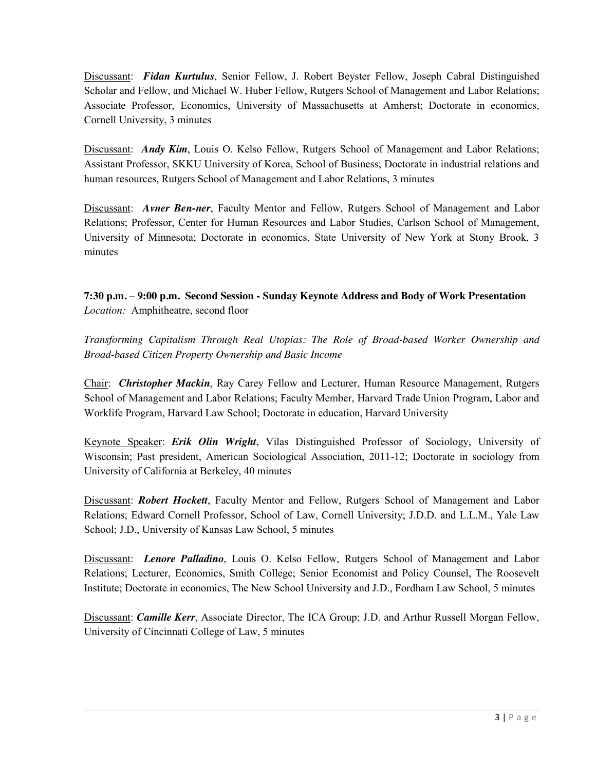Discussant: ***Fidan Kurtulus***, Senior Fellow, J. Robert Beyster Fellow, Joseph Cabral Distinguished Scholar and Fellow, and Michael W. Huber Fellow, Rutgers School of Management and Labor Relations; Associate Professor, Economics, University of Massachusetts at Amherst; Doctorate in economics, Cornell University, 3 minutes

Discussant: ***Andy Kim***, Louis O. Kelso Fellow, Rutgers School of Management and Labor Relations; Assistant Professor, SKKU University of Korea, School of Business; Doctorate in industrial relations and human resources, Rutgers School of Management and Labor Relations, 3 minutes

Discussant: ***Avner Ben-ner***, Faculty Mentor and Fellow, Rutgers School of Management and Labor Relations; Professor, Center for Human Resources and Labor Studies, Carlson School of Management, University of Minnesota; Doctorate in economics, State University of New York at Stony Brook, 3 minutes

**7:30 p.m. – 9:00 p.m. Second Session - Sunday Keynote Address and Body of Work Presentation**
*Location:* Amphitheatre, second floor

*Transforming Capitalism Through Real Utopias: The Role of Broad-based Worker Ownership and Broad-based Citizen Property Ownership and Basic Income*

Chair: ***Christopher Mackin***, Ray Carey Fellow and Lecturer, Human Resource Management, Rutgers School of Management and Labor Relations; Faculty Member, Harvard Trade Union Program, Labor and Worklife Program, Harvard Law School; Doctorate in education, Harvard University

Keynote Speaker: ***Erik Olin Wright***, Vilas Distinguished Professor of Sociology, University of Wisconsin; Past president, American Sociological Association, 2011-12; Doctorate in sociology from University of California at Berkeley, 40 minutes

Discussant: ***Robert Hockett***, Faculty Mentor and Fellow, Rutgers School of Management and Labor Relations; Edward Cornell Professor, School of Law, Cornell University; J.D.D. and L.L.M., Yale Law School; J.D., University of Kansas Law School, 5 minutes

Discussant: ***Lenore Palladino***, Louis O. Kelso Fellow, Rutgers School of Management and Labor Relations; Lecturer, Economics, Smith College; Senior Economist and Policy Counsel, The Roosevelt Institute; Doctorate in economics, The New School University and J.D., Fordham Law School, 5 minutes

Discussant: ***Camille Kerr***, Associate Director, The ICA Group; J.D. and Arthur Russell Morgan Fellow, University of Cincinnati College of Law, 5 minutes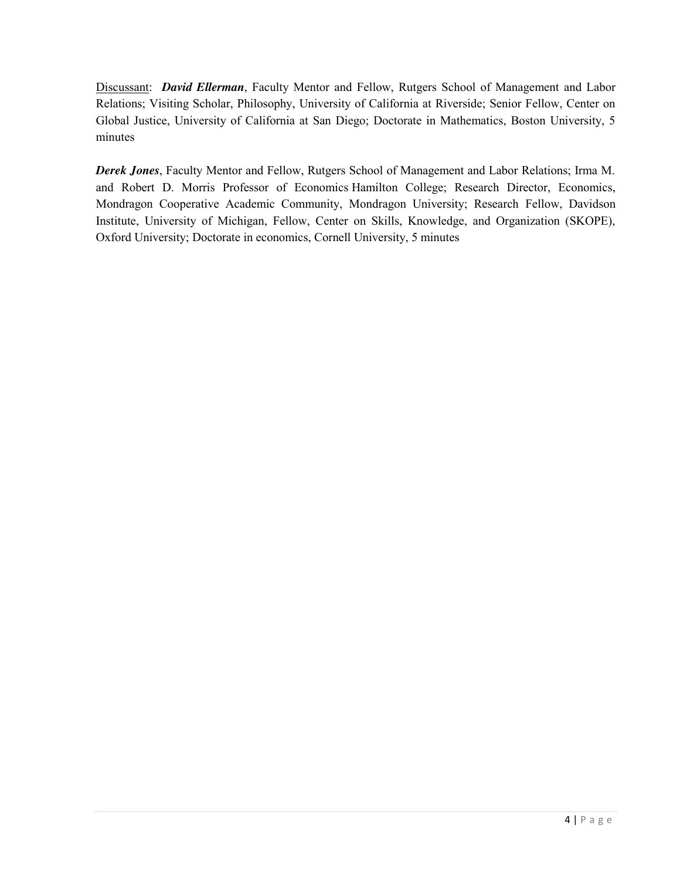<u>Discussant</u>: ***David Ellerman***, Faculty Mentor and Fellow, Rutgers School of Management and Labor Relations; Visiting Scholar, Philosophy, University of California at Riverside; Senior Fellow, Center on Global Justice, University of California at San Diego; Doctorate in Mathematics, Boston University, 5 minutes

***Derek Jones***, Faculty Mentor and Fellow, Rutgers School of Management and Labor Relations; Irma M. and Robert D. Morris Professor of Economics Hamilton College; Research Director, Economics, Mondragon Cooperative Academic Community, Mondragon University; Research Fellow, Davidson Institute, University of Michigan, Fellow, Center on Skills, Knowledge, and Organization (SKOPE), Oxford University; Doctorate in economics, Cornell University, 5 minutes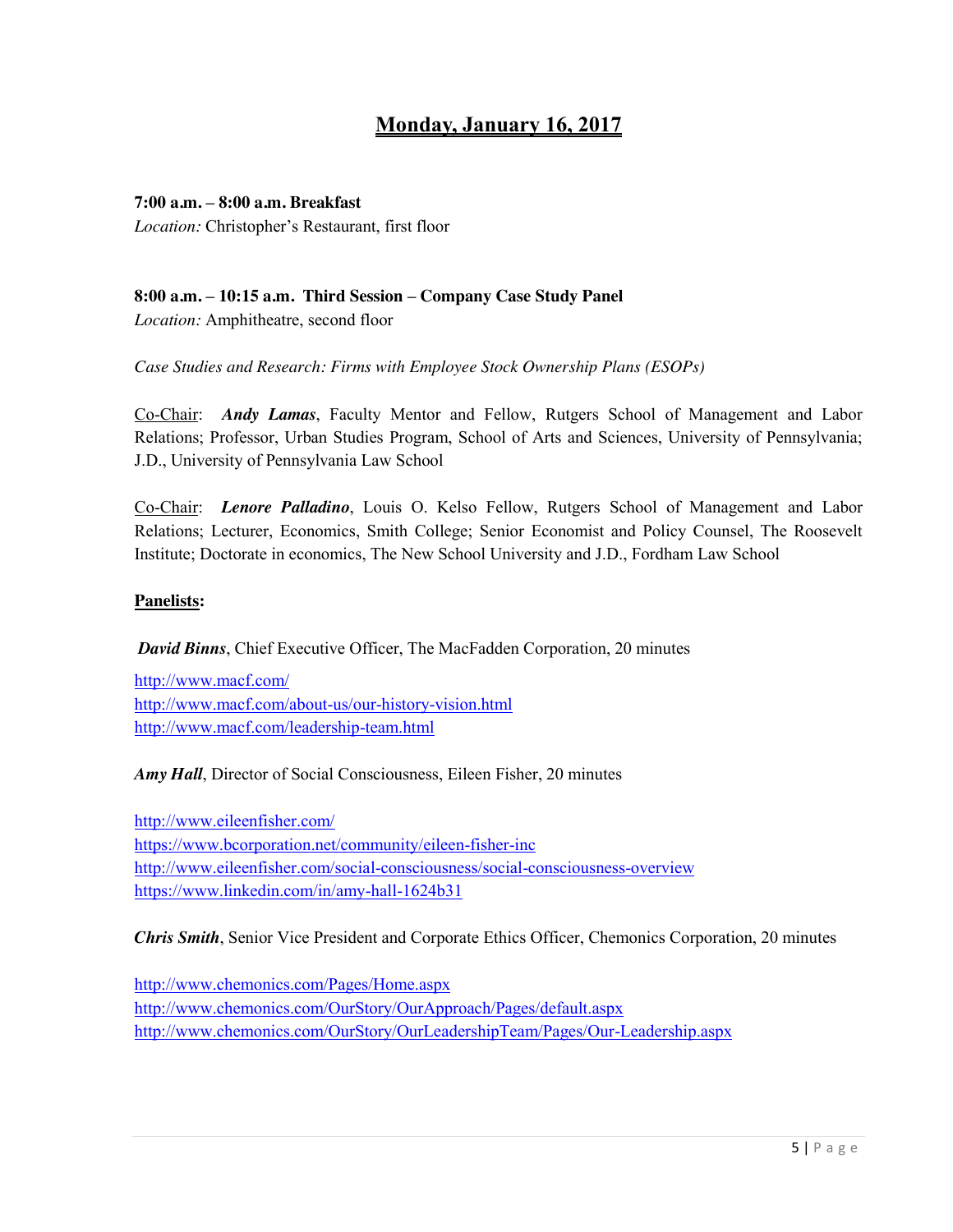# Monday, January 16, 2017

**7:00 a.m. – 8:00 a.m. Breakfast**
*Location:* Christopher's Restaurant, first floor

**8:00 a.m. – 10:15 a.m. Third Session – Company Case Study Panel**
*Location:* Amphitheatre, second floor

*Case Studies and Research: Firms with Employee Stock Ownership Plans (ESOPs)*

Co-Chair: ***Andy Lamas***, Faculty Mentor and Fellow, Rutgers School of Management and Labor Relations; Professor, Urban Studies Program, School of Arts and Sciences, University of Pennsylvania; J.D., University of Pennsylvania Law School

Co-Chair: ***Lenore Palladino***, Louis O. Kelso Fellow, Rutgers School of Management and Labor Relations; Lecturer, Economics, Smith College; Senior Economist and Policy Counsel, The Roosevelt Institute; Doctorate in economics, The New School University and J.D., Fordham Law School

**Panelists:**

***David Binns***, Chief Executive Officer, The MacFadden Corporation, 20 minutes

http://www.macf.com/
http://www.macf.com/about-us/our-history-vision.html
http://www.macf.com/leadership-team.html

***Amy Hall***, Director of Social Consciousness, Eileen Fisher, 20 minutes

http://www.eileenfisher.com/
https://www.bcorporation.net/community/eileen-fisher-inc
http://www.eileenfisher.com/social-consciousness/social-consciousness-overview
https://www.linkedin.com/in/amy-hall-1624b31

***Chris Smith***, Senior Vice President and Corporate Ethics Officer, Chemonics Corporation, 20 minutes

http://www.chemonics.com/Pages/Home.aspx
http://www.chemonics.com/OurStory/OurApproach/Pages/default.aspx
http://www.chemonics.com/OurStory/OurLeadershipTeam/Pages/Our-Leadership.aspx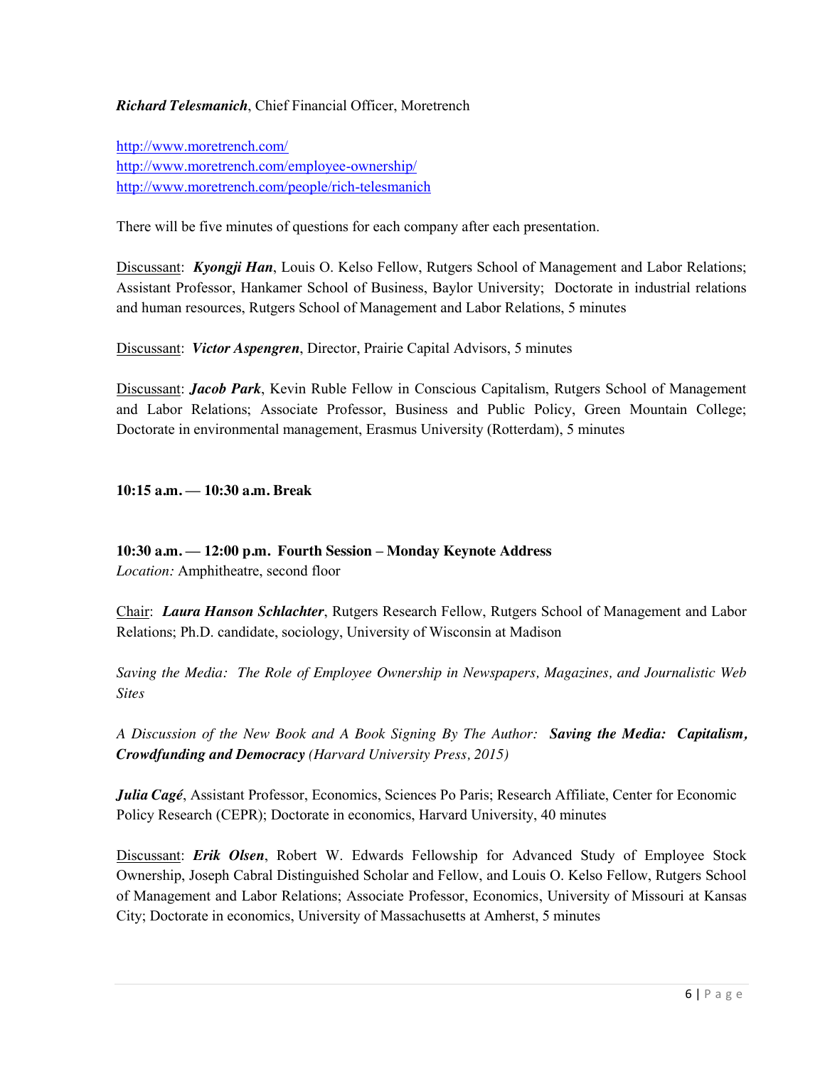***Richard Telesmanich***, Chief Financial Officer, Moretrench

http://www.moretrench.com/
http://www.moretrench.com/employee-ownership/
http://www.moretrench.com/people/rich-telesmanich

There will be five minutes of questions for each company after each presentation.

Discussant: ***Kyongji Han***, Louis O. Kelso Fellow, Rutgers School of Management and Labor Relations; Assistant Professor, Hankamer School of Business, Baylor University; Doctorate in industrial relations and human resources, Rutgers School of Management and Labor Relations, 5 minutes

Discussant: ***Victor Aspengren***, Director, Prairie Capital Advisors, 5 minutes

Discussant: ***Jacob Park***, Kevin Ruble Fellow in Conscious Capitalism, Rutgers School of Management and Labor Relations; Associate Professor, Business and Public Policy, Green Mountain College; Doctorate in environmental management, Erasmus University (Rotterdam), 5 minutes

**10:15 a.m. — 10:30 a.m. Break**

**10:30 a.m. — 12:00 p.m. Fourth Session – Monday Keynote Address**
*Location:* Amphitheatre, second floor

Chair: ***Laura Hanson Schlachter***, Rutgers Research Fellow, Rutgers School of Management and Labor Relations; Ph.D. candidate, sociology, University of Wisconsin at Madison

*Saving the Media: The Role of Employee Ownership in Newspapers, Magazines, and Journalistic Web Sites*

*A Discussion of the New Book and A Book Signing By The Author:* ***Saving the Media: Capitalism, Crowdfunding and Democracy*** *(Harvard University Press, 2015)*

***Julia Cagé***, Assistant Professor, Economics, Sciences Po Paris; Research Affiliate, Center for Economic Policy Research (CEPR); Doctorate in economics, Harvard University, 40 minutes

Discussant: ***Erik Olsen***, Robert W. Edwards Fellowship for Advanced Study of Employee Stock Ownership, Joseph Cabral Distinguished Scholar and Fellow, and Louis O. Kelso Fellow, Rutgers School of Management and Labor Relations; Associate Professor, Economics, University of Missouri at Kansas City; Doctorate in economics, University of Massachusetts at Amherst, 5 minutes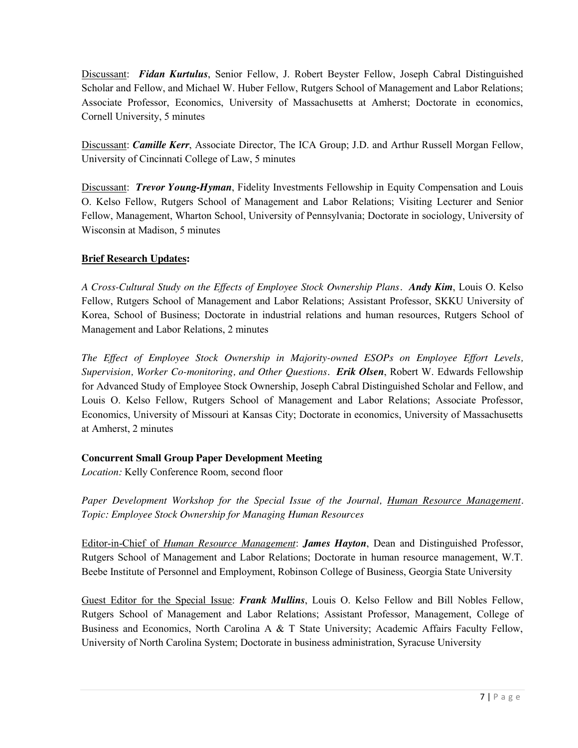Discussant: ***Fidan Kurtulus***, Senior Fellow, J. Robert Beyster Fellow, Joseph Cabral Distinguished Scholar and Fellow, and Michael W. Huber Fellow, Rutgers School of Management and Labor Relations; Associate Professor, Economics, University of Massachusetts at Amherst; Doctorate in economics, Cornell University, 5 minutes

Discussant: ***Camille Kerr***, Associate Director, The ICA Group; J.D. and Arthur Russell Morgan Fellow, University of Cincinnati College of Law, 5 minutes

Discussant: ***Trevor Young-Hyman***, Fidelity Investments Fellowship in Equity Compensation and Louis O. Kelso Fellow, Rutgers School of Management and Labor Relations; Visiting Lecturer and Senior Fellow, Management, Wharton School, University of Pennsylvania; Doctorate in sociology, University of Wisconsin at Madison, 5 minutes

**Brief Research Updates:**

*A Cross-Cultural Study on the Effects of Employee Stock Ownership Plans*. ***Andy Kim***, Louis O. Kelso Fellow, Rutgers School of Management and Labor Relations; Assistant Professor, SKKU University of Korea, School of Business; Doctorate in industrial relations and human resources, Rutgers School of Management and Labor Relations, 2 minutes

*The Effect of Employee Stock Ownership in Majority-owned ESOPs on Employee Effort Levels, Supervision, Worker Co-monitoring, and Other Questions*. ***Erik Olsen***, Robert W. Edwards Fellowship for Advanced Study of Employee Stock Ownership, Joseph Cabral Distinguished Scholar and Fellow, and Louis O. Kelso Fellow, Rutgers School of Management and Labor Relations; Associate Professor, Economics, University of Missouri at Kansas City; Doctorate in economics, University of Massachusetts at Amherst, 2 minutes

**Concurrent Small Group Paper Development Meeting**
*Location:* Kelly Conference Room, second floor

*Paper Development Workshop for the Special Issue of the Journal, Human Resource Management. Topic: Employee Stock Ownership for Managing Human Resources*

Editor-in-Chief of *Human Resource Management*: ***James Hayton***, Dean and Distinguished Professor, Rutgers School of Management and Labor Relations; Doctorate in human resource management, W.T. Beebe Institute of Personnel and Employment, Robinson College of Business, Georgia State University

Guest Editor for the Special Issue: ***Frank Mullins***, Louis O. Kelso Fellow and Bill Nobles Fellow, Rutgers School of Management and Labor Relations; Assistant Professor, Management, College of Business and Economics, North Carolina A & T State University; Academic Affairs Faculty Fellow, University of North Carolina System; Doctorate in business administration, Syracuse University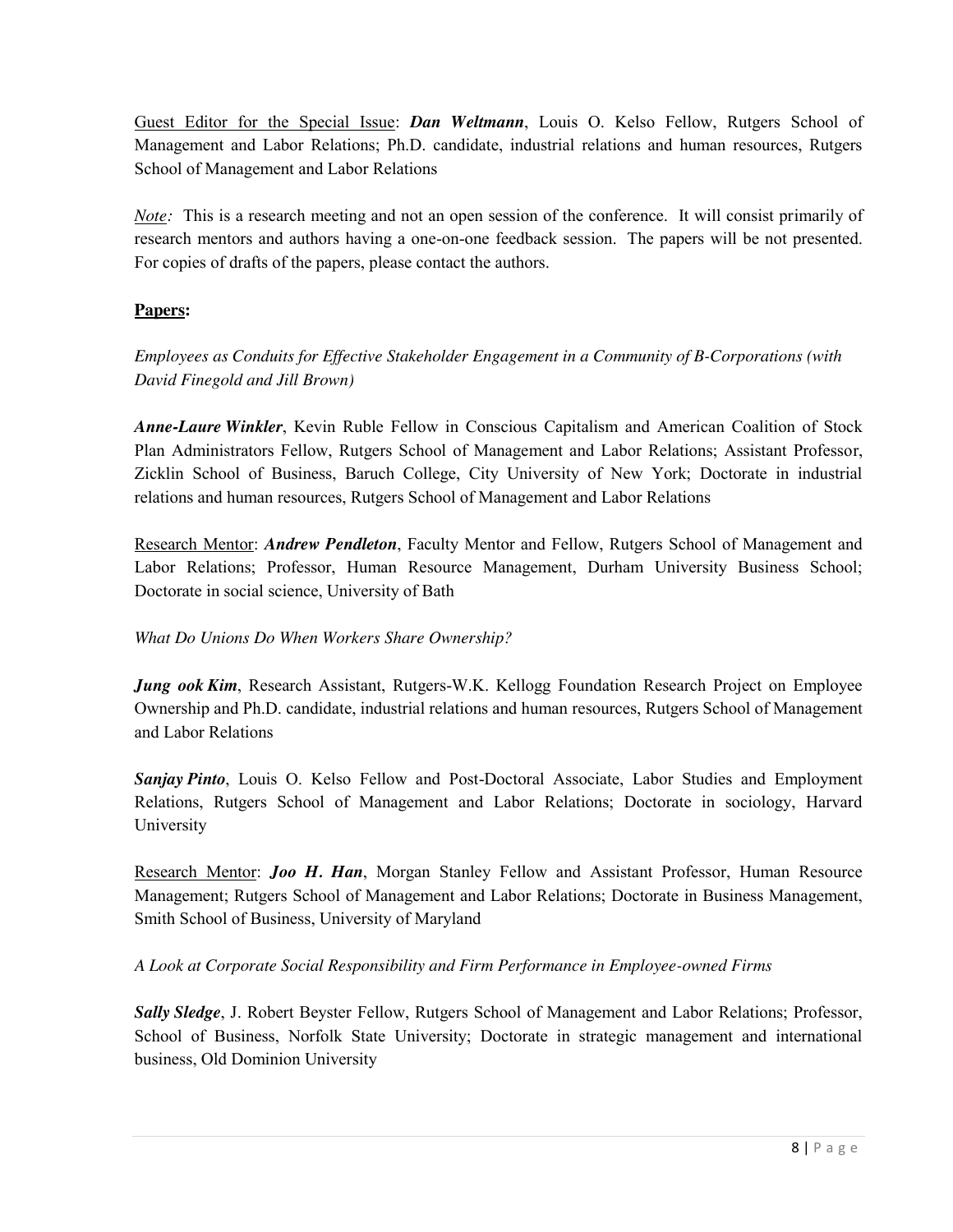Guest Editor for the Special Issue: ***Dan Weltmann***, Louis O. Kelso Fellow, Rutgers School of Management and Labor Relations; Ph.D. candidate, industrial relations and human resources, Rutgers School of Management and Labor Relations

*Note:* This is a research meeting and not an open session of the conference. It will consist primarily of research mentors and authors having a one-on-one feedback session. The papers will be not presented. For copies of drafts of the papers, please contact the authors.

**Papers:**

*Employees as Conduits for Effective Stakeholder Engagement in a Community of B-Corporations (with David Finegold and Jill Brown)*

***Anne-Laure Winkler***, Kevin Ruble Fellow in Conscious Capitalism and American Coalition of Stock Plan Administrators Fellow, Rutgers School of Management and Labor Relations; Assistant Professor, Zicklin School of Business, Baruch College, City University of New York; Doctorate in industrial relations and human resources, Rutgers School of Management and Labor Relations

Research Mentor: ***Andrew Pendleton***, Faculty Mentor and Fellow, Rutgers School of Management and Labor Relations; Professor, Human Resource Management, Durham University Business School; Doctorate in social science, University of Bath

*What Do Unions Do When Workers Share Ownership?*

***Jung ook Kim***, Research Assistant, Rutgers-W.K. Kellogg Foundation Research Project on Employee Ownership and Ph.D. candidate, industrial relations and human resources, Rutgers School of Management and Labor Relations

***Sanjay Pinto***, Louis O. Kelso Fellow and Post-Doctoral Associate, Labor Studies and Employment Relations, Rutgers School of Management and Labor Relations; Doctorate in sociology, Harvard University

Research Mentor: ***Joo H. Han***, Morgan Stanley Fellow and Assistant Professor, Human Resource Management; Rutgers School of Management and Labor Relations; Doctorate in Business Management, Smith School of Business, University of Maryland

*A Look at Corporate Social Responsibility and Firm Performance in Employee-owned Firms*

***Sally Sledge***, J. Robert Beyster Fellow, Rutgers School of Management and Labor Relations; Professor, School of Business, Norfolk State University; Doctorate in strategic management and international business, Old Dominion University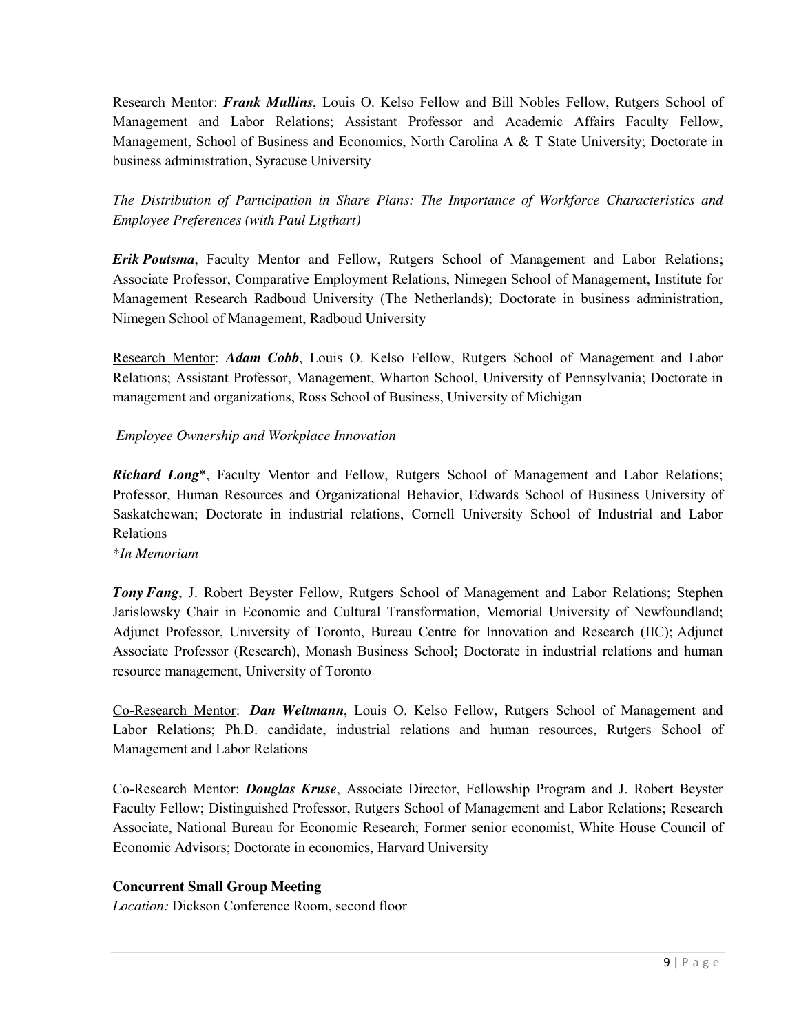Research Mentor: ***Frank Mullins***, Louis O. Kelso Fellow and Bill Nobles Fellow, Rutgers School of Management and Labor Relations; Assistant Professor and Academic Affairs Faculty Fellow, Management, School of Business and Economics, North Carolina A & T State University; Doctorate in business administration, Syracuse University

*The Distribution of Participation in Share Plans: The Importance of Workforce Characteristics and Employee Preferences (with Paul Ligthart)*

***Erik Poutsma***, Faculty Mentor and Fellow, Rutgers School of Management and Labor Relations; Associate Professor, Comparative Employment Relations, Nimegen School of Management, Institute for Management Research Radboud University (The Netherlands); Doctorate in business administration, Nimegen School of Management, Radboud University

Research Mentor: ***Adam Cobb***, Louis O. Kelso Fellow, Rutgers School of Management and Labor Relations; Assistant Professor, Management, Wharton School, University of Pennsylvania; Doctorate in management and organizations, Ross School of Business, University of Michigan

*Employee Ownership and Workplace Innovation*

***Richard Long****, Faculty Mentor and Fellow, Rutgers School of Management and Labor Relations; Professor, Human Resources and Organizational Behavior, Edwards School of Business University of Saskatchewan; Doctorate in industrial relations, Cornell University School of Industrial and Labor Relations
**In Memoriam*

***Tony Fang***, J. Robert Beyster Fellow, Rutgers School of Management and Labor Relations; Stephen Jarislowsky Chair in Economic and Cultural Transformation, Memorial University of Newfoundland; Adjunct Professor, University of Toronto, Bureau Centre for Innovation and Research (IIC); Adjunct Associate Professor (Research), Monash Business School; Doctorate in industrial relations and human resource management, University of Toronto

Co-Research Mentor: ***Dan Weltmann***, Louis O. Kelso Fellow, Rutgers School of Management and Labor Relations; Ph.D. candidate, industrial relations and human resources, Rutgers School of Management and Labor Relations

Co-Research Mentor: ***Douglas Kruse***, Associate Director, Fellowship Program and J. Robert Beyster Faculty Fellow; Distinguished Professor, Rutgers School of Management and Labor Relations; Research Associate, National Bureau for Economic Research; Former senior economist, White House Council of Economic Advisors; Doctorate in economics, Harvard University

**Concurrent Small Group Meeting**
*Location:* Dickson Conference Room, second floor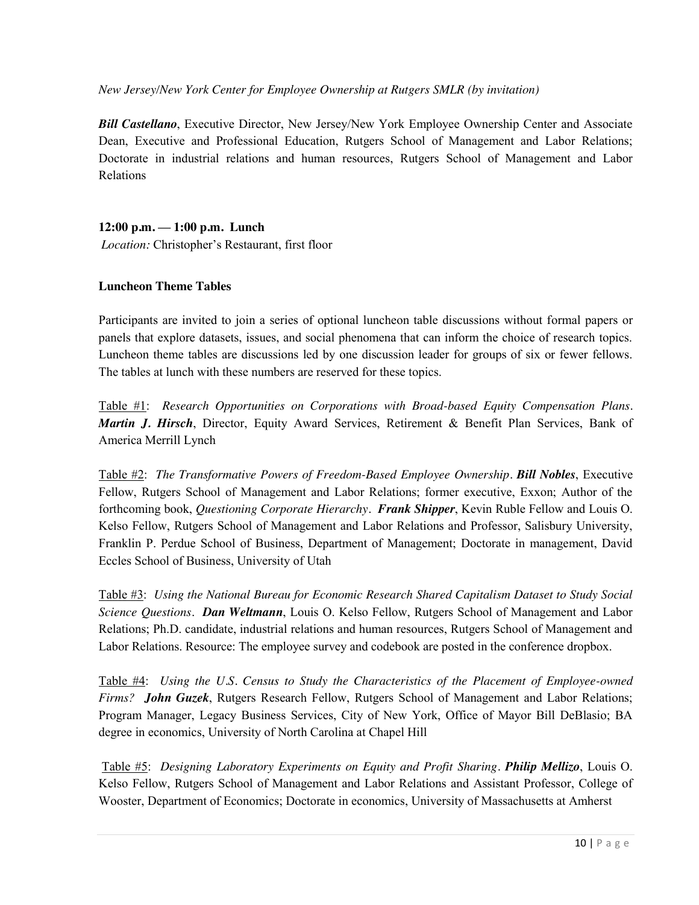*New Jersey/New York Center for Employee Ownership at Rutgers SMLR (by invitation)*

***Bill Castellano***, Executive Director, New Jersey/New York Employee Ownership Center and Associate Dean, Executive and Professional Education, Rutgers School of Management and Labor Relations; Doctorate in industrial relations and human resources, Rutgers School of Management and Labor Relations

**12:00 p.m. — 1:00 p.m. Lunch**

*Location:* Christopher's Restaurant, first floor

**Luncheon Theme Tables**

Participants are invited to join a series of optional luncheon table discussions without formal papers or panels that explore datasets, issues, and social phenomena that can inform the choice of research topics. Luncheon theme tables are discussions led by one discussion leader for groups of six or fewer fellows. The tables at lunch with these numbers are reserved for these topics.

Table #1: *Research Opportunities on Corporations with Broad-based Equity Compensation Plans*. ***Martin J. Hirsch***, Director, Equity Award Services, Retirement & Benefit Plan Services, Bank of America Merrill Lynch

Table #2: *The Transformative Powers of Freedom-Based Employee Ownership*. ***Bill Nobles***, Executive Fellow, Rutgers School of Management and Labor Relations; former executive, Exxon; Author of the forthcoming book, *Questioning Corporate Hierarchy*. ***Frank Shipper***, Kevin Ruble Fellow and Louis O. Kelso Fellow, Rutgers School of Management and Labor Relations and Professor, Salisbury University, Franklin P. Perdue School of Business, Department of Management; Doctorate in management, David Eccles School of Business, University of Utah

Table #3: *Using the National Bureau for Economic Research Shared Capitalism Dataset to Study Social Science Questions*. ***Dan Weltmann***, Louis O. Kelso Fellow, Rutgers School of Management and Labor Relations; Ph.D. candidate, industrial relations and human resources, Rutgers School of Management and Labor Relations. Resource: The employee survey and codebook are posted in the conference dropbox.

Table #4: *Using the U.S. Census to Study the Characteristics of the Placement of Employee-owned Firms?* ***John Guzek***, Rutgers Research Fellow, Rutgers School of Management and Labor Relations; Program Manager, Legacy Business Services, City of New York, Office of Mayor Bill DeBlasio; BA degree in economics, University of North Carolina at Chapel Hill

Table #5: *Designing Laboratory Experiments on Equity and Profit Sharing*. ***Philip Mellizo***, Louis O. Kelso Fellow, Rutgers School of Management and Labor Relations and Assistant Professor, College of Wooster, Department of Economics; Doctorate in economics, University of Massachusetts at Amherst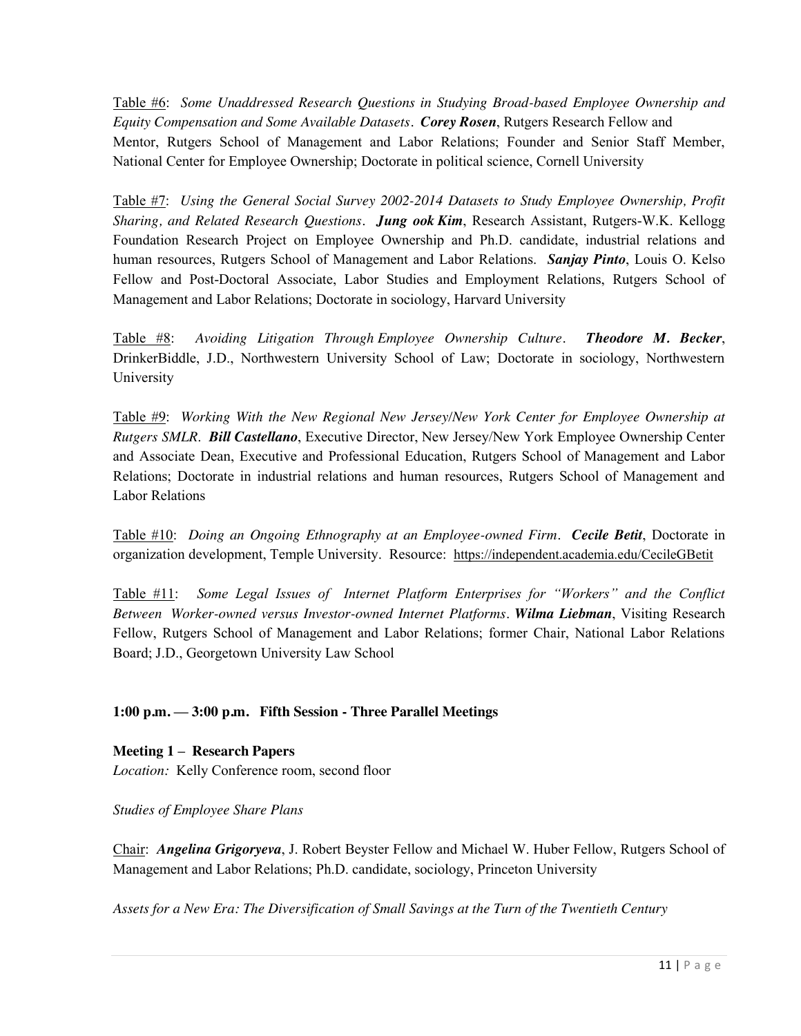Table #6: *Some Unaddressed Research Questions in Studying Broad-based Employee Ownership and Equity Compensation and Some Available Datasets*. ***Corey Rosen***, Rutgers Research Fellow and Mentor, Rutgers School of Management and Labor Relations; Founder and Senior Staff Member, National Center for Employee Ownership; Doctorate in political science, Cornell University

Table #7: *Using the General Social Survey 2002-2014 Datasets to Study Employee Ownership, Profit Sharing, and Related Research Questions*. ***Jung ook Kim***, Research Assistant, Rutgers-W.K. Kellogg Foundation Research Project on Employee Ownership and Ph.D. candidate, industrial relations and human resources, Rutgers School of Management and Labor Relations. ***Sanjay Pinto***, Louis O. Kelso Fellow and Post-Doctoral Associate, Labor Studies and Employment Relations, Rutgers School of Management and Labor Relations; Doctorate in sociology, Harvard University

Table #8: *Avoiding Litigation Through Employee Ownership Culture*. ***Theodore M. Becker***, DrinkerBiddle, J.D., Northwestern University School of Law; Doctorate in sociology, Northwestern University

Table #9: *Working With the New Regional New Jersey/New York Center for Employee Ownership at Rutgers SMLR*. ***Bill Castellano***, Executive Director, New Jersey/New York Employee Ownership Center and Associate Dean, Executive and Professional Education, Rutgers School of Management and Labor Relations; Doctorate in industrial relations and human resources, Rutgers School of Management and Labor Relations

Table #10: *Doing an Ongoing Ethnography at an Employee-owned Firm*. ***Cecile Betit***, Doctorate in organization development, Temple University. Resource: https://independent.academia.edu/CecileGBetit

Table #11: *Some Legal Issues of Internet Platform Enterprises for "Workers" and the Conflict Between Worker-owned versus Investor-owned Internet Platforms*. ***Wilma Liebman***, Visiting Research Fellow, Rutgers School of Management and Labor Relations; former Chair, National Labor Relations Board; J.D., Georgetown University Law School

**1:00 p.m. — 3:00 p.m. Fifth Session - Three Parallel Meetings**

**Meeting 1 – Research Papers**

*Location:* Kelly Conference room, second floor

*Studies of Employee Share Plans*

Chair: ***Angelina Grigoryeva***, J. Robert Beyster Fellow and Michael W. Huber Fellow, Rutgers School of Management and Labor Relations; Ph.D. candidate, sociology, Princeton University

*Assets for a New Era: The Diversification of Small Savings at the Turn of the Twentieth Century*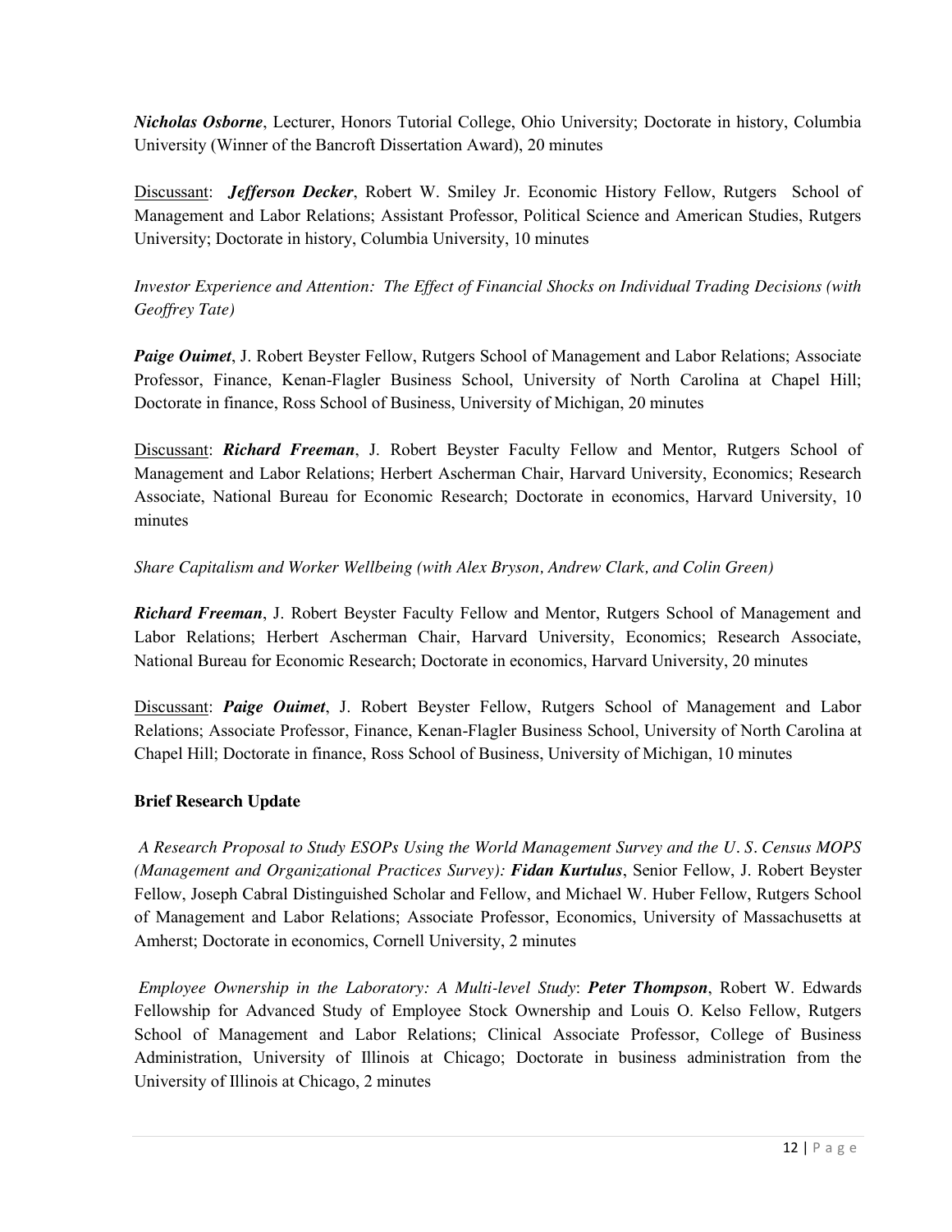***Nicholas Osborne***, Lecturer, Honors Tutorial College, Ohio University; Doctorate in history, Columbia University (Winner of the Bancroft Dissertation Award), 20 minutes

Discussant: ***Jefferson Decker***, Robert W. Smiley Jr. Economic History Fellow, Rutgers School of Management and Labor Relations; Assistant Professor, Political Science and American Studies, Rutgers University; Doctorate in history, Columbia University, 10 minutes

*Investor Experience and Attention: The Effect of Financial Shocks on Individual Trading Decisions (with Geoffrey Tate)*

***Paige Ouimet***, J. Robert Beyster Fellow, Rutgers School of Management and Labor Relations; Associate Professor, Finance, Kenan-Flagler Business School, University of North Carolina at Chapel Hill; Doctorate in finance, Ross School of Business, University of Michigan, 20 minutes

Discussant: ***Richard Freeman***, J. Robert Beyster Faculty Fellow and Mentor, Rutgers School of Management and Labor Relations; Herbert Ascherman Chair, Harvard University, Economics; Research Associate, National Bureau for Economic Research; Doctorate in economics, Harvard University, 10 minutes

*Share Capitalism and Worker Wellbeing (with Alex Bryson, Andrew Clark, and Colin Green)*

***Richard Freeman***, J. Robert Beyster Faculty Fellow and Mentor, Rutgers School of Management and Labor Relations; Herbert Ascherman Chair, Harvard University, Economics; Research Associate, National Bureau for Economic Research; Doctorate in economics, Harvard University, 20 minutes

Discussant: ***Paige Ouimet***, J. Robert Beyster Fellow, Rutgers School of Management and Labor Relations; Associate Professor, Finance, Kenan-Flagler Business School, University of North Carolina at Chapel Hill; Doctorate in finance, Ross School of Business, University of Michigan, 10 minutes

**Brief Research Update**

*A Research Proposal to Study ESOPs Using the World Management Survey and the U. S. Census MOPS (Management and Organizational Practices Survey):* ***Fidan Kurtulus***, Senior Fellow, J. Robert Beyster Fellow, Joseph Cabral Distinguished Scholar and Fellow, and Michael W. Huber Fellow, Rutgers School of Management and Labor Relations; Associate Professor, Economics, University of Massachusetts at Amherst; Doctorate in economics, Cornell University, 2 minutes

*Employee Ownership in the Laboratory: A Multi-level Study*: ***Peter Thompson***, Robert W. Edwards Fellowship for Advanced Study of Employee Stock Ownership and Louis O. Kelso Fellow, Rutgers School of Management and Labor Relations; Clinical Associate Professor, College of Business Administration, University of Illinois at Chicago; Doctorate in business administration from the University of Illinois at Chicago, 2 minutes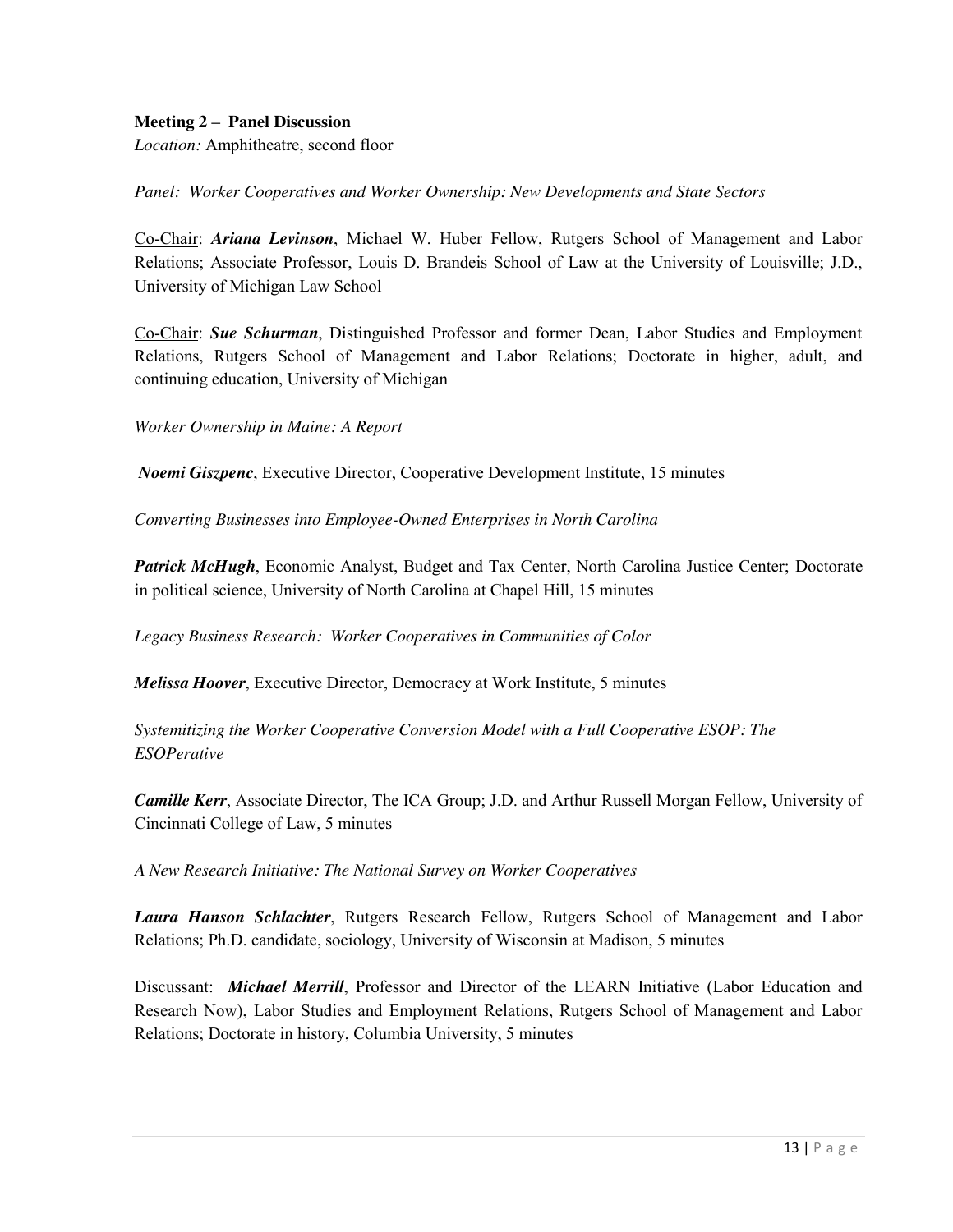**Meeting 2 – Panel Discussion**

*Location:* Amphitheatre, second floor

*Panel: Worker Cooperatives and Worker Ownership: New Developments and State Sectors*

Co-Chair: ***Ariana Levinson***, Michael W. Huber Fellow, Rutgers School of Management and Labor Relations; Associate Professor, Louis D. Brandeis School of Law at the University of Louisville; J.D., University of Michigan Law School

Co-Chair: ***Sue Schurman***, Distinguished Professor and former Dean, Labor Studies and Employment Relations, Rutgers School of Management and Labor Relations; Doctorate in higher, adult, and continuing education, University of Michigan

*Worker Ownership in Maine: A Report*

***Noemi Giszpenc***, Executive Director, Cooperative Development Institute, 15 minutes

*Converting Businesses into Employee-Owned Enterprises in North Carolina*

***Patrick McHugh***, Economic Analyst, Budget and Tax Center, North Carolina Justice Center; Doctorate in political science, University of North Carolina at Chapel Hill, 15 minutes

*Legacy Business Research: Worker Cooperatives in Communities of Color*

***Melissa Hoover***, Executive Director, Democracy at Work Institute, 5 minutes

*Systemitizing the Worker Cooperative Conversion Model with a Full Cooperative ESOP: The ESOPerative*

***Camille Kerr***, Associate Director, The ICA Group; J.D. and Arthur Russell Morgan Fellow, University of Cincinnati College of Law, 5 minutes

*A New Research Initiative: The National Survey on Worker Cooperatives*

***Laura Hanson Schlachter***, Rutgers Research Fellow, Rutgers School of Management and Labor Relations; Ph.D. candidate, sociology, University of Wisconsin at Madison, 5 minutes

Discussant: ***Michael Merrill***, Professor and Director of the LEARN Initiative (Labor Education and Research Now), Labor Studies and Employment Relations, Rutgers School of Management and Labor Relations; Doctorate in history, Columbia University, 5 minutes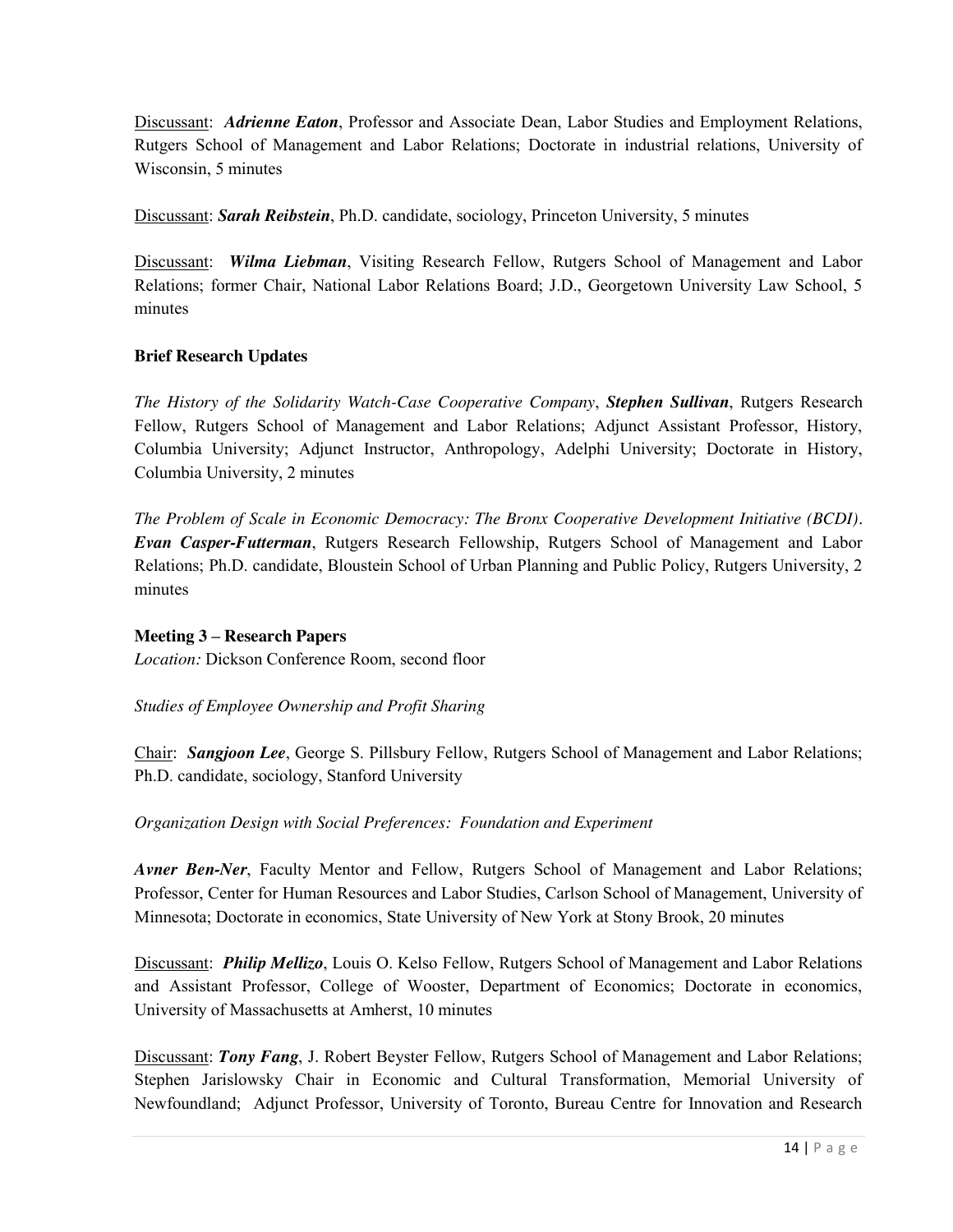<u>Discussant</u>: ***Adrienne Eaton***, Professor and Associate Dean, Labor Studies and Employment Relations, Rutgers School of Management and Labor Relations; Doctorate in industrial relations, University of Wisconsin, 5 minutes

<u>Discussant</u>: ***Sarah Reibstein***, Ph.D. candidate, sociology, Princeton University, 5 minutes

<u>Discussant</u>: ***Wilma Liebman***, Visiting Research Fellow, Rutgers School of Management and Labor Relations; former Chair, National Labor Relations Board; J.D., Georgetown University Law School, 5 minutes

**Brief Research Updates**

*The History of the Solidarity Watch-Case Cooperative Company*, ***Stephen Sullivan***, Rutgers Research Fellow, Rutgers School of Management and Labor Relations; Adjunct Assistant Professor, History, Columbia University; Adjunct Instructor, Anthropology, Adelphi University; Doctorate in History, Columbia University, 2 minutes

*The Problem of Scale in Economic Democracy: The Bronx Cooperative Development Initiative (BCDI)*. ***Evan Casper-Futterman***, Rutgers Research Fellowship, Rutgers School of Management and Labor Relations; Ph.D. candidate, Bloustein School of Urban Planning and Public Policy, Rutgers University, 2 minutes

**Meeting 3 – Research Papers**
*Location:* Dickson Conference Room, second floor

*Studies of Employee Ownership and Profit Sharing*

<u>Chair</u>: ***Sangjoon Lee***, George S. Pillsbury Fellow, Rutgers School of Management and Labor Relations; Ph.D. candidate, sociology, Stanford University

*Organization Design with Social Preferences: Foundation and Experiment*

***Avner Ben-Ner***, Faculty Mentor and Fellow, Rutgers School of Management and Labor Relations; Professor, Center for Human Resources and Labor Studies, Carlson School of Management, University of Minnesota; Doctorate in economics, State University of New York at Stony Brook, 20 minutes

<u>Discussant</u>: ***Philip Mellizo***, Louis O. Kelso Fellow, Rutgers School of Management and Labor Relations and Assistant Professor, College of Wooster, Department of Economics; Doctorate in economics, University of Massachusetts at Amherst, 10 minutes

<u>Discussant</u>: ***Tony Fang***, J. Robert Beyster Fellow, Rutgers School of Management and Labor Relations; Stephen Jarislowsky Chair in Economic and Cultural Transformation, Memorial University of Newfoundland; Adjunct Professor, University of Toronto, Bureau Centre for Innovation and Research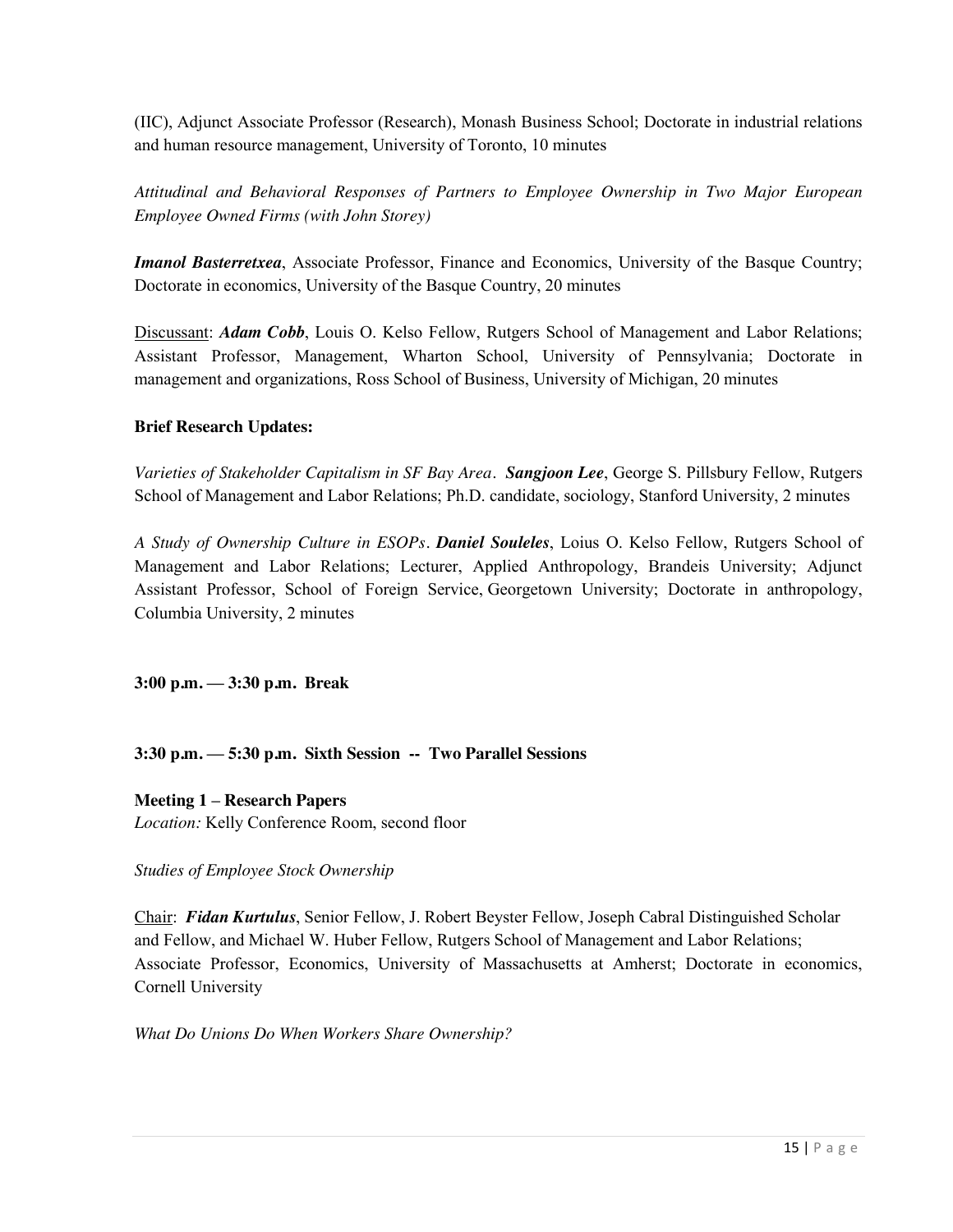(IIC), Adjunct Associate Professor (Research), Monash Business School; Doctorate in industrial relations and human resource management, University of Toronto, 10 minutes

*Attitudinal and Behavioral Responses of Partners to Employee Ownership in Two Major European Employee Owned Firms (with John Storey)*

***Imanol Basterretxea***, Associate Professor, Finance and Economics, University of the Basque Country; Doctorate in economics, University of the Basque Country, 20 minutes

Discussant: ***Adam Cobb***, Louis O. Kelso Fellow, Rutgers School of Management and Labor Relations; Assistant Professor, Management, Wharton School, University of Pennsylvania; Doctorate in management and organizations, Ross School of Business, University of Michigan, 20 minutes

**Brief Research Updates:**

*Varieties of Stakeholder Capitalism in SF Bay Area*. ***Sangjoon Lee***, George S. Pillsbury Fellow, Rutgers School of Management and Labor Relations; Ph.D. candidate, sociology, Stanford University, 2 minutes

*A Study of Ownership Culture in ESOPs*. ***Daniel Souleles***, Loius O. Kelso Fellow, Rutgers School of Management and Labor Relations; Lecturer, Applied Anthropology, Brandeis University; Adjunct Assistant Professor, School of Foreign Service, Georgetown University; Doctorate in anthropology, Columbia University, 2 minutes

**3:00 p.m. — 3:30 p.m. Break**

**3:30 p.m. — 5:30 p.m. Sixth Session -- Two Parallel Sessions**

**Meeting 1 – Research Papers**
*Location:* Kelly Conference Room, second floor

*Studies of Employee Stock Ownership*

Chair: ***Fidan Kurtulus***, Senior Fellow, J. Robert Beyster Fellow, Joseph Cabral Distinguished Scholar and Fellow, and Michael W. Huber Fellow, Rutgers School of Management and Labor Relations; Associate Professor, Economics, University of Massachusetts at Amherst; Doctorate in economics, Cornell University

*What Do Unions Do When Workers Share Ownership?*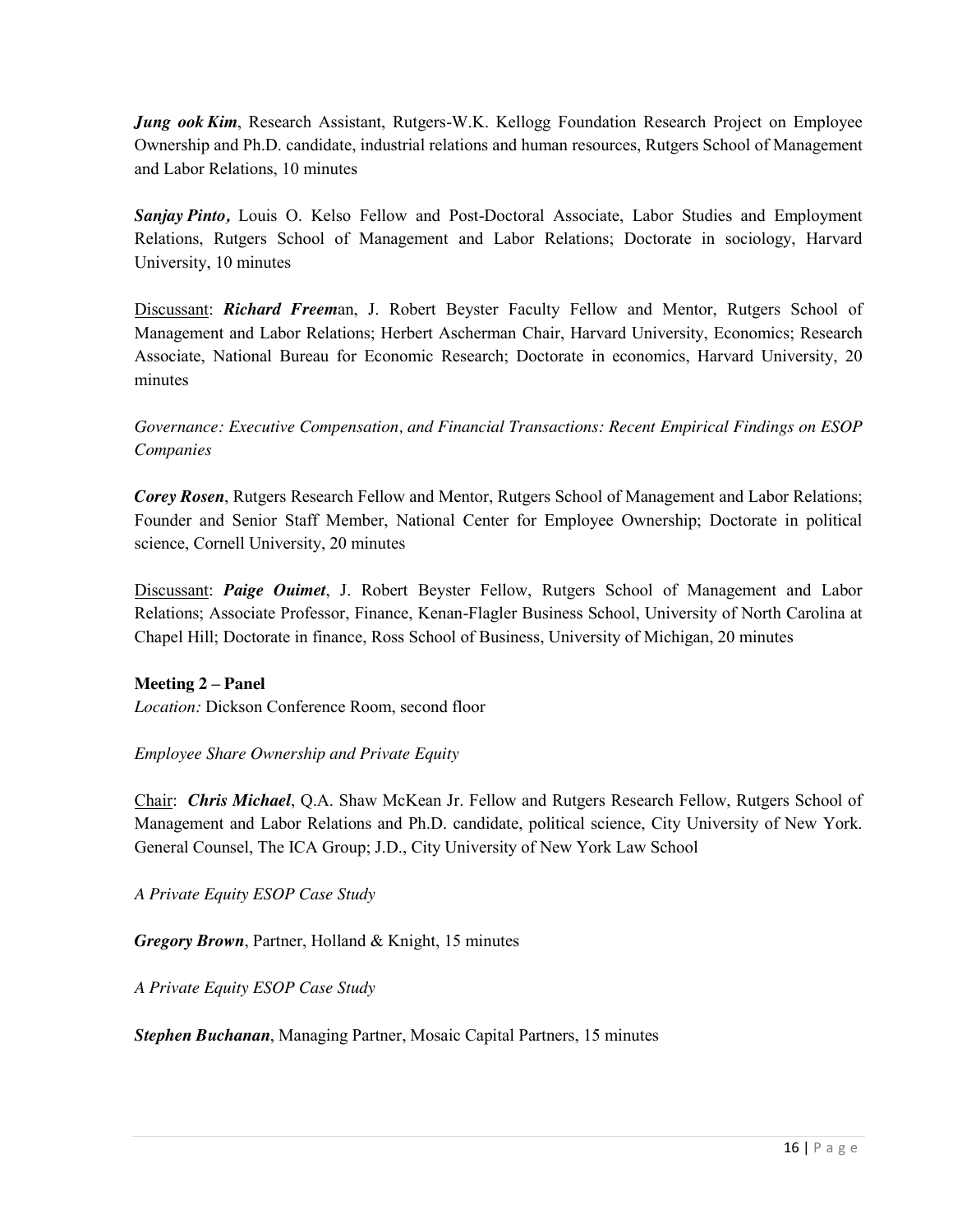***Jung ook Kim***, Research Assistant, Rutgers-W.K. Kellogg Foundation Research Project on Employee Ownership and Ph.D. candidate, industrial relations and human resources, Rutgers School of Management and Labor Relations, 10 minutes

***Sanjay Pinto,*** Louis O. Kelso Fellow and Post-Doctoral Associate, Labor Studies and Employment Relations, Rutgers School of Management and Labor Relations; Doctorate in sociology, Harvard University, 10 minutes

Discussant: ***Richard Freem***an, J. Robert Beyster Faculty Fellow and Mentor, Rutgers School of Management and Labor Relations; Herbert Ascherman Chair, Harvard University, Economics; Research Associate, National Bureau for Economic Research; Doctorate in economics, Harvard University, 20 minutes

*Governance: Executive Compensation, and Financial Transactions: Recent Empirical Findings on ESOP Companies*

***Corey Rosen***, Rutgers Research Fellow and Mentor, Rutgers School of Management and Labor Relations; Founder and Senior Staff Member, National Center for Employee Ownership; Doctorate in political science, Cornell University, 20 minutes

Discussant: ***Paige Ouimet***, J. Robert Beyster Fellow, Rutgers School of Management and Labor Relations; Associate Professor, Finance, Kenan-Flagler Business School, University of North Carolina at Chapel Hill; Doctorate in finance, Ross School of Business, University of Michigan, 20 minutes

**Meeting 2 – Panel**
*Location:* Dickson Conference Room, second floor

*Employee Share Ownership and Private Equity*

Chair: ***Chris Michael***, Q.A. Shaw McKean Jr. Fellow and Rutgers Research Fellow, Rutgers School of Management and Labor Relations and Ph.D. candidate, political science, City University of New York. General Counsel, The ICA Group; J.D., City University of New York Law School

*A Private Equity ESOP Case Study*

***Gregory Brown***, Partner, Holland & Knight, 15 minutes

*A Private Equity ESOP Case Study*

***Stephen Buchanan***, Managing Partner, Mosaic Capital Partners, 15 minutes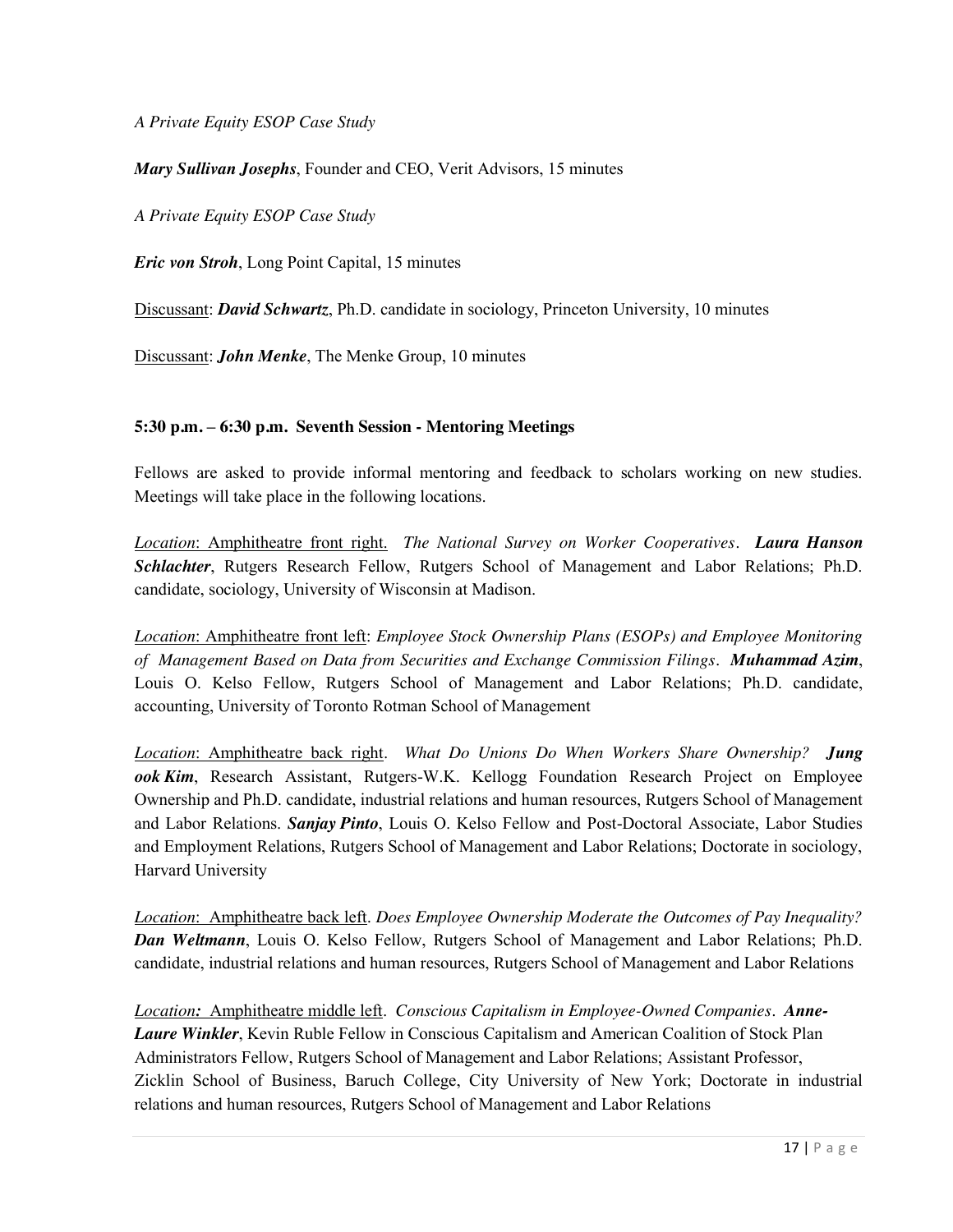*A Private Equity ESOP Case Study*

***Mary Sullivan Josephs***, Founder and CEO, Verit Advisors, 15 minutes

*A Private Equity ESOP Case Study*

***Eric von Stroh***, Long Point Capital, 15 minutes

Discussant: ***David Schwartz***, Ph.D. candidate in sociology, Princeton University, 10 minutes

Discussant: ***John Menke***, The Menke Group, 10 minutes

**5:30 p.m. – 6:30 p.m. Seventh Session - Mentoring Meetings**

Fellows are asked to provide informal mentoring and feedback to scholars working on new studies. Meetings will take place in the following locations.

*Location*: Amphitheatre front right. *The National Survey on Worker Cooperatives*. ***Laura Hanson Schlachter***, Rutgers Research Fellow, Rutgers School of Management and Labor Relations; Ph.D. candidate, sociology, University of Wisconsin at Madison.

*Location*: Amphitheatre front left: *Employee Stock Ownership Plans (ESOPs) and Employee Monitoring of Management Based on Data from Securities and Exchange Commission Filings*. ***Muhammad Azim***, Louis O. Kelso Fellow, Rutgers School of Management and Labor Relations; Ph.D. candidate, accounting, University of Toronto Rotman School of Management

*Location*: Amphitheatre back right. *What Do Unions Do When Workers Share Ownership?* ***Jung ook Kim***, Research Assistant, Rutgers-W.K. Kellogg Foundation Research Project on Employee Ownership and Ph.D. candidate, industrial relations and human resources, Rutgers School of Management and Labor Relations. ***Sanjay Pinto***, Louis O. Kelso Fellow and Post-Doctoral Associate, Labor Studies and Employment Relations, Rutgers School of Management and Labor Relations; Doctorate in sociology, Harvard University

*Location*: Amphitheatre back left. *Does Employee Ownership Moderate the Outcomes of Pay Inequality?* ***Dan Weltmann***, Louis O. Kelso Fellow, Rutgers School of Management and Labor Relations; Ph.D. candidate, industrial relations and human resources, Rutgers School of Management and Labor Relations

*Location:* Amphitheatre middle left. *Conscious Capitalism in Employee-Owned Companies*. ***Anne-Laure Winkler***, Kevin Ruble Fellow in Conscious Capitalism and American Coalition of Stock Plan Administrators Fellow, Rutgers School of Management and Labor Relations; Assistant Professor, Zicklin School of Business, Baruch College, City University of New York; Doctorate in industrial relations and human resources, Rutgers School of Management and Labor Relations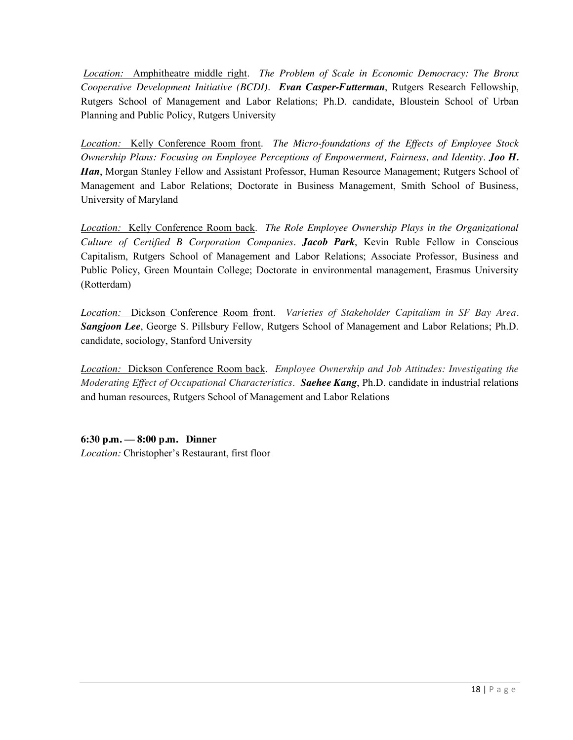*Location:* Amphitheatre middle right. *The Problem of Scale in Economic Democracy: The Bronx Cooperative Development Initiative (BCDI)*. ***Evan Casper-Futterman***, Rutgers Research Fellowship, Rutgers School of Management and Labor Relations; Ph.D. candidate, Bloustein School of Urban Planning and Public Policy, Rutgers University

*Location:* Kelly Conference Room front. *The Micro-foundations of the Effects of Employee Stock Ownership Plans: Focusing on Employee Perceptions of Empowerment, Fairness, and Identity*. ***Joo H. Han***, Morgan Stanley Fellow and Assistant Professor, Human Resource Management; Rutgers School of Management and Labor Relations; Doctorate in Business Management, Smith School of Business, University of Maryland

*Location:* Kelly Conference Room back. *The Role Employee Ownership Plays in the Organizational Culture of Certified B Corporation Companies*. ***Jacob Park***, Kevin Ruble Fellow in Conscious Capitalism, Rutgers School of Management and Labor Relations; Associate Professor, Business and Public Policy, Green Mountain College; Doctorate in environmental management, Erasmus University (Rotterdam)

*Location:* Dickson Conference Room front. *Varieties of Stakeholder Capitalism in SF Bay Area*. ***Sangjoon Lee***, George S. Pillsbury Fellow, Rutgers School of Management and Labor Relations; Ph.D. candidate, sociology, Stanford University

*Location:* Dickson Conference Room back. *Employee Ownership and Job Attitudes: Investigating the Moderating Effect of Occupational Characteristics*. ***Saehee Kang***, Ph.D. candidate in industrial relations and human resources, Rutgers School of Management and Labor Relations

**6:30 p.m. — 8:00 p.m. Dinner**
*Location:* Christopher's Restaurant, first floor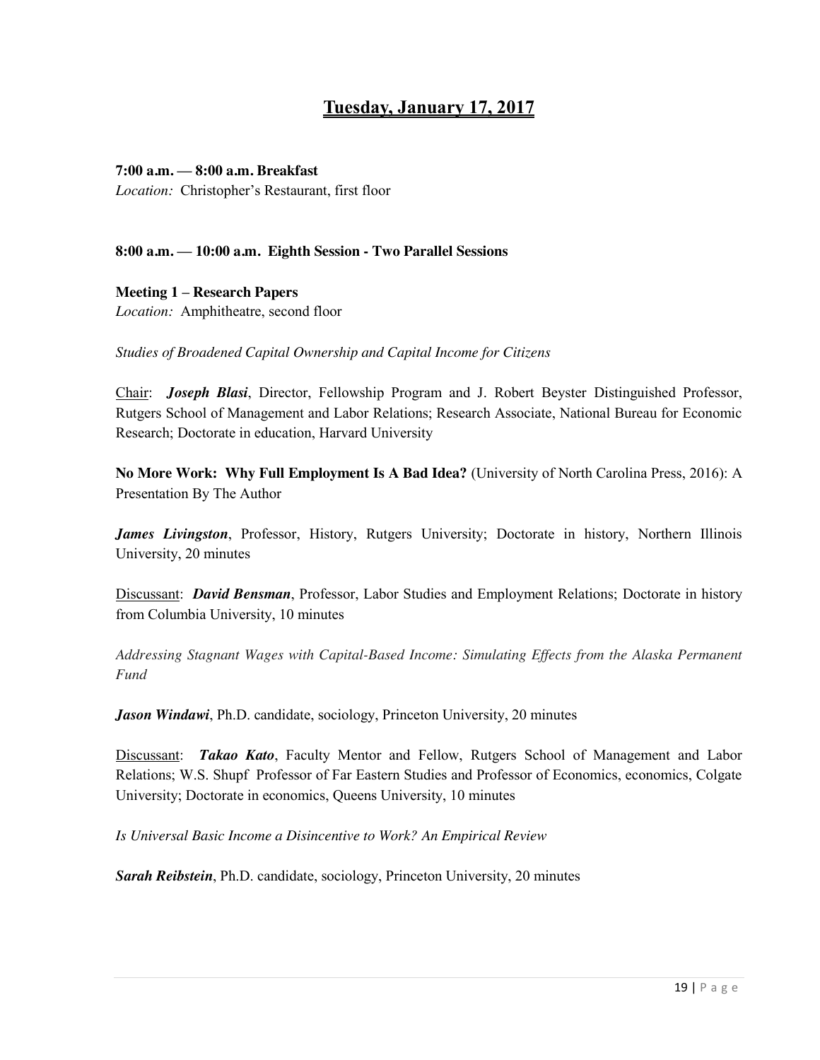# Tuesday, January 17, 2017

**7:00 a.m. — 8:00 a.m. Breakfast**
*Location:* Christopher's Restaurant, first floor

**8:00 a.m. — 10:00 a.m. Eighth Session - Two Parallel Sessions**

**Meeting 1 – Research Papers**
*Location:* Amphitheatre, second floor

*Studies of Broadened Capital Ownership and Capital Income for Citizens*

Chair: ***Joseph Blasi***, Director, Fellowship Program and J. Robert Beyster Distinguished Professor, Rutgers School of Management and Labor Relations; Research Associate, National Bureau for Economic Research; Doctorate in education, Harvard University

**No More Work: Why Full Employment Is A Bad Idea?** (University of North Carolina Press, 2016): A Presentation By The Author

***James Livingston***, Professor, History, Rutgers University; Doctorate in history, Northern Illinois University, 20 minutes

Discussant: ***David Bensman***, Professor, Labor Studies and Employment Relations; Doctorate in history from Columbia University, 10 minutes

*Addressing Stagnant Wages with Capital-Based Income: Simulating Effects from the Alaska Permanent Fund*

***Jason Windawi***, Ph.D. candidate, sociology, Princeton University, 20 minutes

Discussant: ***Takao Kato***, Faculty Mentor and Fellow, Rutgers School of Management and Labor Relations; W.S. Shupf Professor of Far Eastern Studies and Professor of Economics, economics, Colgate University; Doctorate in economics, Queens University, 10 minutes

*Is Universal Basic Income a Disincentive to Work? An Empirical Review*

***Sarah Reibstein***, Ph.D. candidate, sociology, Princeton University, 20 minutes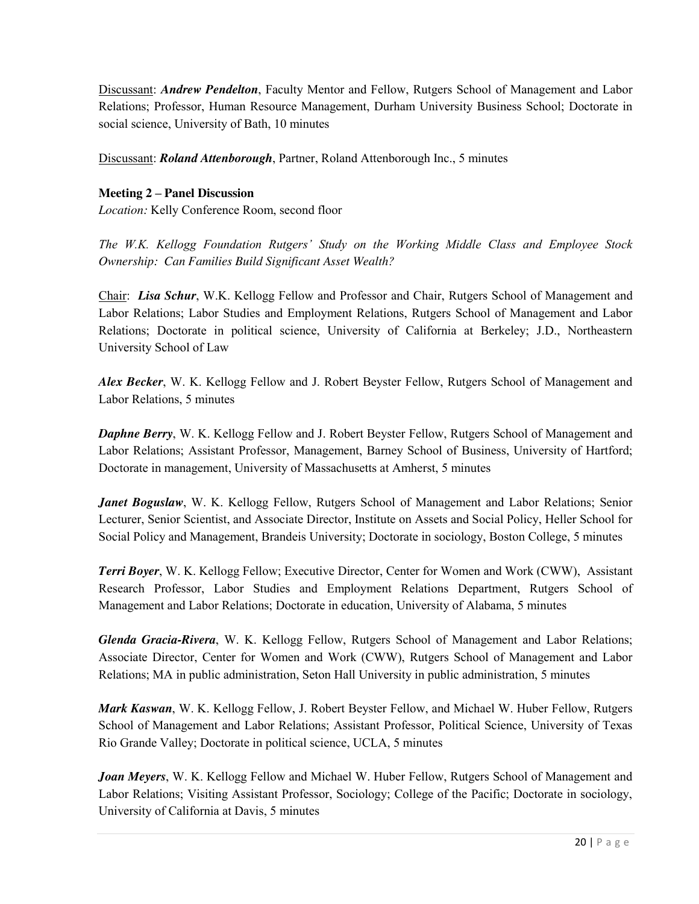<u>Discussant</u>: ***Andrew Pendelton***, Faculty Mentor and Fellow, Rutgers School of Management and Labor Relations; Professor, Human Resource Management, Durham University Business School; Doctorate in social science, University of Bath, 10 minutes

<u>Discussant</u>: ***Roland Attenborough***, Partner, Roland Attenborough Inc., 5 minutes

**Meeting 2 – Panel Discussion**

*Location:* Kelly Conference Room, second floor

*The W.K. Kellogg Foundation Rutgers' Study on the Working Middle Class and Employee Stock Ownership: Can Families Build Significant Asset Wealth?*

<u>Chair</u>: ***Lisa Schur***, W.K. Kellogg Fellow and Professor and Chair, Rutgers School of Management and Labor Relations; Labor Studies and Employment Relations, Rutgers School of Management and Labor Relations; Doctorate in political science, University of California at Berkeley; J.D., Northeastern University School of Law

***Alex Becker***, W. K. Kellogg Fellow and J. Robert Beyster Fellow, Rutgers School of Management and Labor Relations, 5 minutes

***Daphne Berry***, W. K. Kellogg Fellow and J. Robert Beyster Fellow, Rutgers School of Management and Labor Relations; Assistant Professor, Management, Barney School of Business, University of Hartford; Doctorate in management, University of Massachusetts at Amherst, 5 minutes

***Janet Boguslaw***, W. K. Kellogg Fellow, Rutgers School of Management and Labor Relations; Senior Lecturer, Senior Scientist, and Associate Director, Institute on Assets and Social Policy, Heller School for Social Policy and Management, Brandeis University; Doctorate in sociology, Boston College, 5 minutes

***Terri Boyer***, W. K. Kellogg Fellow; Executive Director, Center for Women and Work (CWW), Assistant Research Professor, Labor Studies and Employment Relations Department, Rutgers School of Management and Labor Relations; Doctorate in education, University of Alabama, 5 minutes

***Glenda Gracia-Rivera***, W. K. Kellogg Fellow, Rutgers School of Management and Labor Relations; Associate Director, Center for Women and Work (CWW), Rutgers School of Management and Labor Relations; MA in public administration, Seton Hall University in public administration, 5 minutes

***Mark Kaswan***, W. K. Kellogg Fellow, J. Robert Beyster Fellow, and Michael W. Huber Fellow, Rutgers School of Management and Labor Relations; Assistant Professor, Political Science, University of Texas Rio Grande Valley; Doctorate in political science, UCLA, 5 minutes

***Joan Meyers***, W. K. Kellogg Fellow and Michael W. Huber Fellow, Rutgers School of Management and Labor Relations; Visiting Assistant Professor, Sociology; College of the Pacific; Doctorate in sociology, University of California at Davis, 5 minutes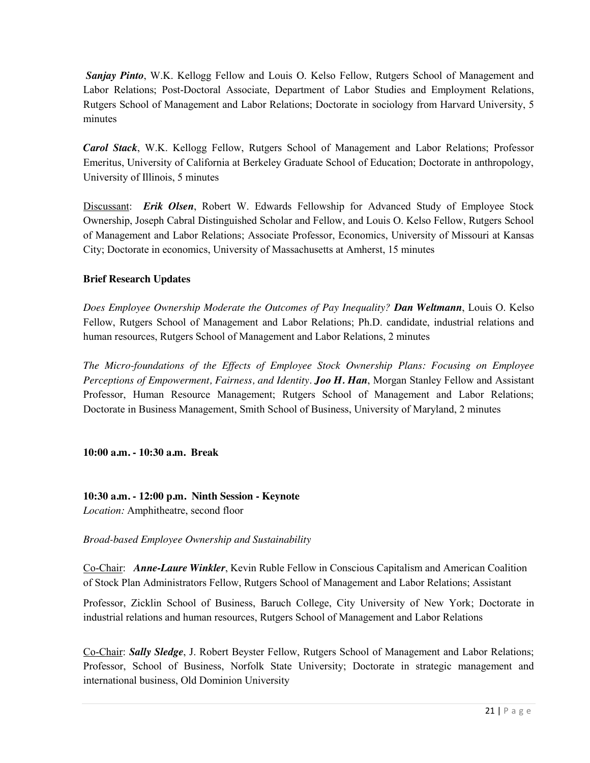***Sanjay Pinto***, W.K. Kellogg Fellow and Louis O. Kelso Fellow, Rutgers School of Management and Labor Relations; Post-Doctoral Associate, Department of Labor Studies and Employment Relations, Rutgers School of Management and Labor Relations; Doctorate in sociology from Harvard University, 5 minutes

***Carol Stack***, W.K. Kellogg Fellow, Rutgers School of Management and Labor Relations; Professor Emeritus, University of California at Berkeley Graduate School of Education; Doctorate in anthropology, University of Illinois, 5 minutes

Discussant: ***Erik Olsen***, Robert W. Edwards Fellowship for Advanced Study of Employee Stock Ownership, Joseph Cabral Distinguished Scholar and Fellow, and Louis O. Kelso Fellow, Rutgers School of Management and Labor Relations; Associate Professor, Economics, University of Missouri at Kansas City; Doctorate in economics, University of Massachusetts at Amherst, 15 minutes

**Brief Research Updates**

*Does Employee Ownership Moderate the Outcomes of Pay Inequality?* ***Dan Weltmann***, Louis O. Kelso Fellow, Rutgers School of Management and Labor Relations; Ph.D. candidate, industrial relations and human resources, Rutgers School of Management and Labor Relations, 2 minutes

*The Micro-foundations of the Effects of Employee Stock Ownership Plans: Focusing on Employee Perceptions of Empowerment, Fairness, and Identity*. ***Joo H. Han***, Morgan Stanley Fellow and Assistant Professor, Human Resource Management; Rutgers School of Management and Labor Relations; Doctorate in Business Management, Smith School of Business, University of Maryland, 2 minutes

**10:00 a.m. - 10:30 a.m. Break**

**10:30 a.m. - 12:00 p.m. Ninth Session - Keynote**
*Location:* Amphitheatre, second floor

*Broad-based Employee Ownership and Sustainability*

Co-Chair: ***Anne-Laure Winkler***, Kevin Ruble Fellow in Conscious Capitalism and American Coalition of Stock Plan Administrators Fellow, Rutgers School of Management and Labor Relations; Assistant Professor, Zicklin School of Business, Baruch College, City University of New York; Doctorate in industrial relations and human resources, Rutgers School of Management and Labor Relations

Co-Chair: ***Sally Sledge***, J. Robert Beyster Fellow, Rutgers School of Management and Labor Relations; Professor, School of Business, Norfolk State University; Doctorate in strategic management and international business, Old Dominion University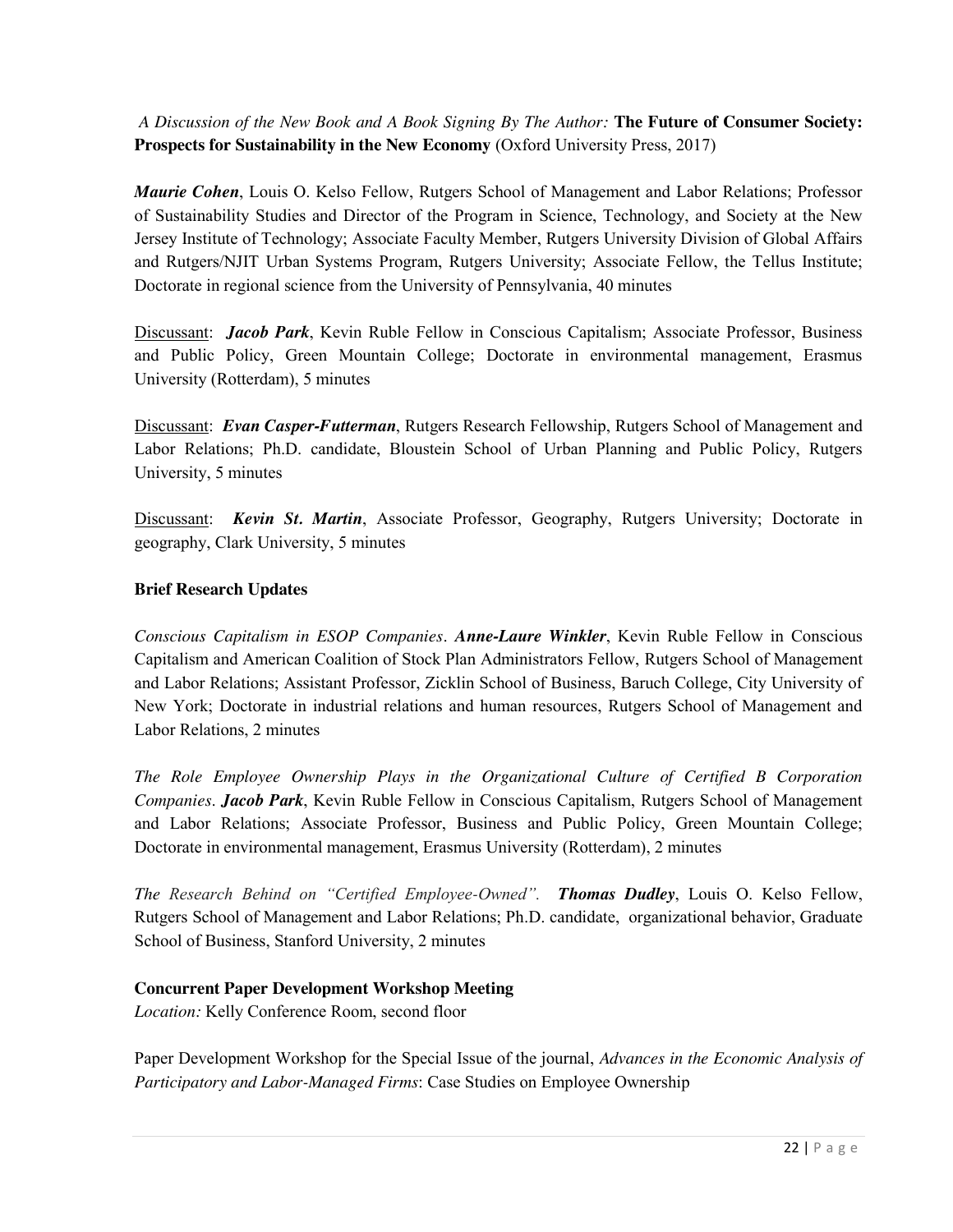*A Discussion of the New Book and A Book Signing By The Author:* **The Future of Consumer Society: Prospects for Sustainability in the New Economy** (Oxford University Press, 2017)

***Maurie Cohen***, Louis O. Kelso Fellow, Rutgers School of Management and Labor Relations; Professor of Sustainability Studies and Director of the Program in Science, Technology, and Society at the New Jersey Institute of Technology; Associate Faculty Member, Rutgers University Division of Global Affairs and Rutgers/NJIT Urban Systems Program, Rutgers University; Associate Fellow, the Tellus Institute; Doctorate in regional science from the University of Pennsylvania, 40 minutes

Discussant: ***Jacob Park***, Kevin Ruble Fellow in Conscious Capitalism; Associate Professor, Business and Public Policy, Green Mountain College; Doctorate in environmental management, Erasmus University (Rotterdam), 5 minutes

Discussant: ***Evan Casper-Futterman***, Rutgers Research Fellowship, Rutgers School of Management and Labor Relations; Ph.D. candidate, Bloustein School of Urban Planning and Public Policy, Rutgers University, 5 minutes

Discussant: ***Kevin St. Martin***, Associate Professor, Geography, Rutgers University; Doctorate in geography, Clark University, 5 minutes

**Brief Research Updates**

*Conscious Capitalism in ESOP Companies*. ***Anne-Laure Winkler***, Kevin Ruble Fellow in Conscious Capitalism and American Coalition of Stock Plan Administrators Fellow, Rutgers School of Management and Labor Relations; Assistant Professor, Zicklin School of Business, Baruch College, City University of New York; Doctorate in industrial relations and human resources, Rutgers School of Management and Labor Relations, 2 minutes

*The Role Employee Ownership Plays in the Organizational Culture of Certified B Corporation Companies*. ***Jacob Park***, Kevin Ruble Fellow in Conscious Capitalism, Rutgers School of Management and Labor Relations; Associate Professor, Business and Public Policy, Green Mountain College; Doctorate in environmental management, Erasmus University (Rotterdam), 2 minutes

*The Research Behind on "Certified Employee-Owned".* ***Thomas Dudley***, Louis O. Kelso Fellow, Rutgers School of Management and Labor Relations; Ph.D. candidate, organizational behavior, Graduate School of Business, Stanford University, 2 minutes

**Concurrent Paper Development Workshop Meeting**
*Location:* Kelly Conference Room, second floor

Paper Development Workshop for the Special Issue of the journal, *Advances in the Economic Analysis of Participatory and Labor-Managed Firms*: Case Studies on Employee Ownership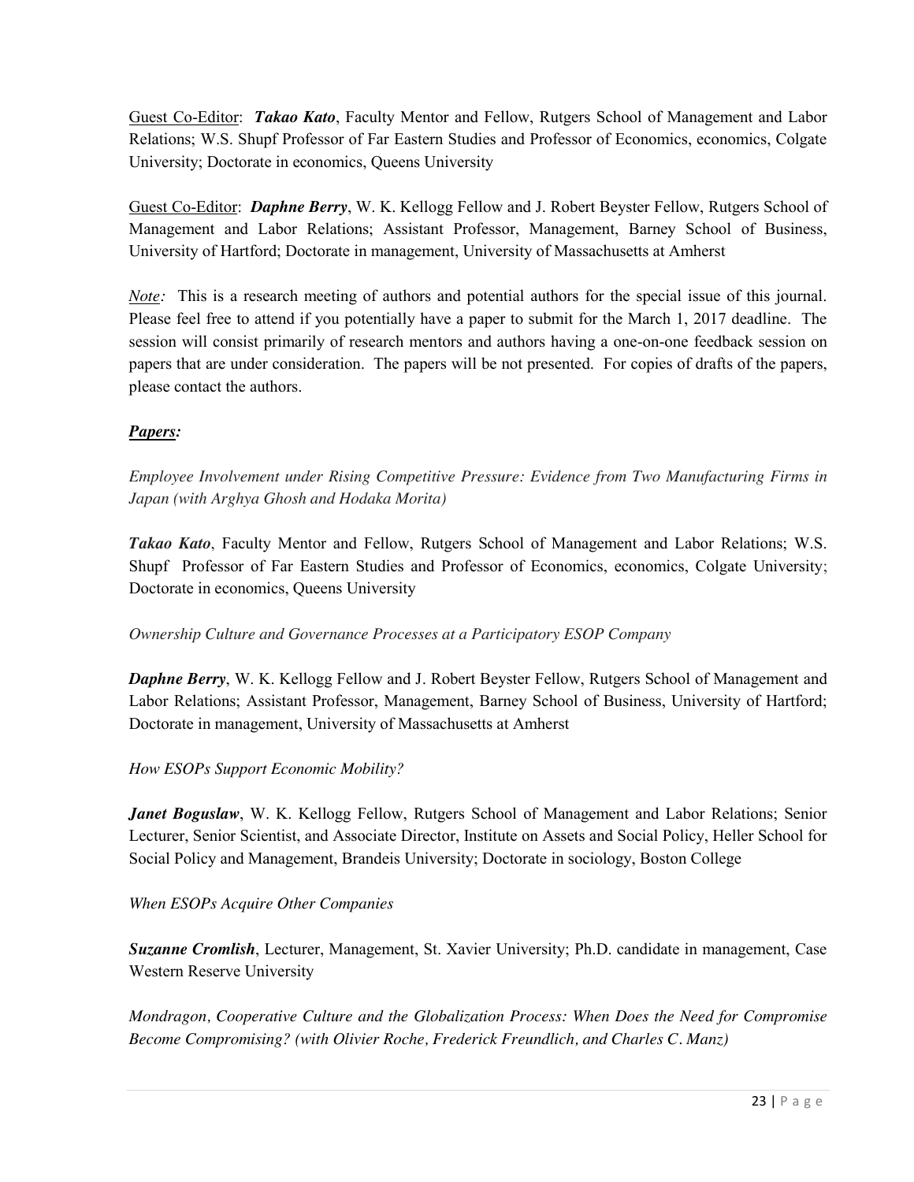<u>Guest Co-Editor</u>: ***Takao Kato***, Faculty Mentor and Fellow, Rutgers School of Management and Labor Relations; W.S. Shupf Professor of Far Eastern Studies and Professor of Economics, economics, Colgate University; Doctorate in economics, Queens University

<u>Guest Co-Editor</u>: ***Daphne Berry***, W. K. Kellogg Fellow and J. Robert Beyster Fellow, Rutgers School of Management and Labor Relations; Assistant Professor, Management, Barney School of Business, University of Hartford; Doctorate in management, University of Massachusetts at Amherst

*<u>Note</u>:* This is a research meeting of authors and potential authors for the special issue of this journal. Please feel free to attend if you potentially have a paper to submit for the March 1, 2017 deadline. The session will consist primarily of research mentors and authors having a one-on-one feedback session on papers that are under consideration. The papers will be not presented. For copies of drafts of the papers, please contact the authors.

***<u>Papers</u>:***

*Employee Involvement under Rising Competitive Pressure: Evidence from Two Manufacturing Firms in Japan (with Arghya Ghosh and Hodaka Morita)*

***Takao Kato***, Faculty Mentor and Fellow, Rutgers School of Management and Labor Relations; W.S. Shupf Professor of Far Eastern Studies and Professor of Economics, economics, Colgate University; Doctorate in economics, Queens University

*Ownership Culture and Governance Processes at a Participatory ESOP Company*

***Daphne Berry***, W. K. Kellogg Fellow and J. Robert Beyster Fellow, Rutgers School of Management and Labor Relations; Assistant Professor, Management, Barney School of Business, University of Hartford; Doctorate in management, University of Massachusetts at Amherst

*How ESOPs Support Economic Mobility?*

***Janet Boguslaw***, W. K. Kellogg Fellow, Rutgers School of Management and Labor Relations; Senior Lecturer, Senior Scientist, and Associate Director, Institute on Assets and Social Policy, Heller School for Social Policy and Management, Brandeis University; Doctorate in sociology, Boston College

*When ESOPs Acquire Other Companies*

***Suzanne Cromlish***, Lecturer, Management, St. Xavier University; Ph.D. candidate in management, Case Western Reserve University

*Mondragon, Cooperative Culture and the Globalization Process: When Does the Need for Compromise Become Compromising? (with Olivier Roche, Frederick Freundlich, and Charles C. Manz)*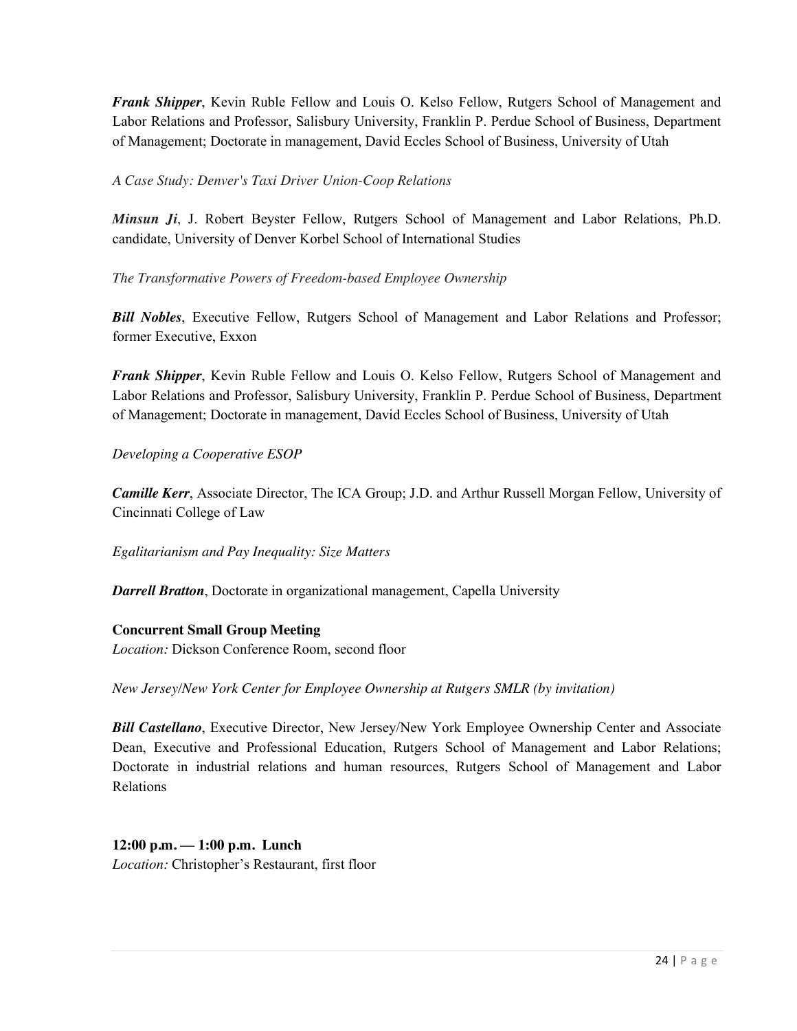***Frank Shipper***, Kevin Ruble Fellow and Louis O. Kelso Fellow, Rutgers School of Management and Labor Relations and Professor, Salisbury University, Franklin P. Perdue School of Business, Department of Management; Doctorate in management, David Eccles School of Business, University of Utah

*A Case Study: Denver's Taxi Driver Union-Coop Relations*

***Minsun Ji***, J. Robert Beyster Fellow, Rutgers School of Management and Labor Relations, Ph.D. candidate, University of Denver Korbel School of International Studies

*The Transformative Powers of Freedom-based Employee Ownership*

***Bill Nobles***, Executive Fellow, Rutgers School of Management and Labor Relations and Professor; former Executive, Exxon

***Frank Shipper***, Kevin Ruble Fellow and Louis O. Kelso Fellow, Rutgers School of Management and Labor Relations and Professor, Salisbury University, Franklin P. Perdue School of Business, Department of Management; Doctorate in management, David Eccles School of Business, University of Utah

*Developing a Cooperative ESOP*

***Camille Kerr***, Associate Director, The ICA Group; J.D. and Arthur Russell Morgan Fellow, University of Cincinnati College of Law

*Egalitarianism and Pay Inequality: Size Matters*

***Darrell Bratton***, Doctorate in organizational management, Capella University

**Concurrent Small Group Meeting**
*Location:* Dickson Conference Room, second floor

*New Jersey/New York Center for Employee Ownership at Rutgers SMLR (by invitation)*

***Bill Castellano***, Executive Director, New Jersey/New York Employee Ownership Center and Associate Dean, Executive and Professional Education, Rutgers School of Management and Labor Relations; Doctorate in industrial relations and human resources, Rutgers School of Management and Labor Relations

**12:00 p.m. — 1:00 p.m. Lunch**
*Location:* Christopher's Restaurant, first floor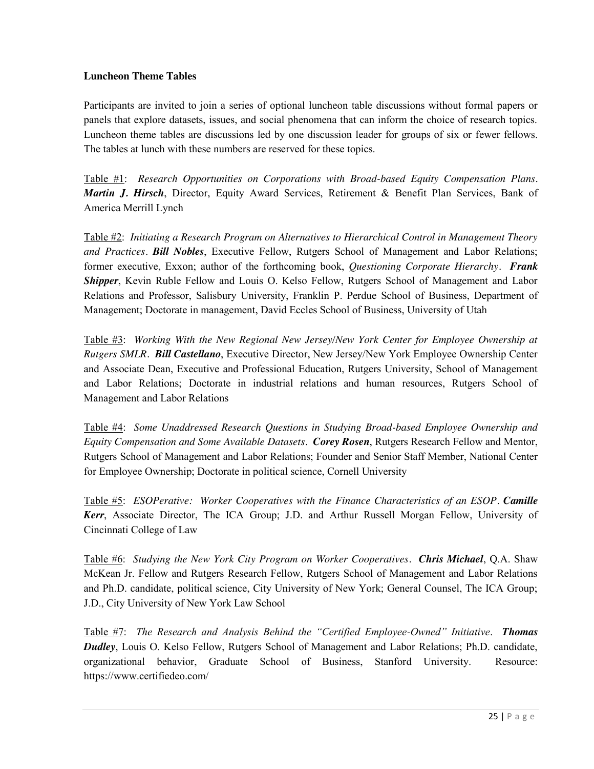**Luncheon Theme Tables**

Participants are invited to join a series of optional luncheon table discussions without formal papers or panels that explore datasets, issues, and social phenomena that can inform the choice of research topics. Luncheon theme tables are discussions led by one discussion leader for groups of six or fewer fellows. The tables at lunch with these numbers are reserved for these topics.

<u>Table #1</u>: *Research Opportunities on Corporations with Broad-based Equity Compensation Plans*. ***Martin J. Hirsch***, Director, Equity Award Services, Retirement & Benefit Plan Services, Bank of America Merrill Lynch

<u>Table #2</u>: *Initiating a Research Program on Alternatives to Hierarchical Control in Management Theory and Practices*. ***Bill Nobles***, Executive Fellow, Rutgers School of Management and Labor Relations; former executive, Exxon; author of the forthcoming book, *Questioning Corporate Hierarchy*. ***Frank Shipper***, Kevin Ruble Fellow and Louis O. Kelso Fellow, Rutgers School of Management and Labor Relations and Professor, Salisbury University, Franklin P. Perdue School of Business, Department of Management; Doctorate in management, David Eccles School of Business, University of Utah

<u>Table #3</u>: *Working With the New Regional New Jersey/New York Center for Employee Ownership at Rutgers SMLR*. ***Bill Castellano***, Executive Director, New Jersey/New York Employee Ownership Center and Associate Dean, Executive and Professional Education, Rutgers University, School of Management and Labor Relations; Doctorate in industrial relations and human resources, Rutgers School of Management and Labor Relations

<u>Table #4</u>: *Some Unaddressed Research Questions in Studying Broad-based Employee Ownership and Equity Compensation and Some Available Datasets*. ***Corey Rosen***, Rutgers Research Fellow and Mentor, Rutgers School of Management and Labor Relations; Founder and Senior Staff Member, National Center for Employee Ownership; Doctorate in political science, Cornell University

<u>Table #5</u>: *ESOPerative: Worker Cooperatives with the Finance Characteristics of an ESOP*. ***Camille Kerr***, Associate Director, The ICA Group; J.D. and Arthur Russell Morgan Fellow, University of Cincinnati College of Law

<u>Table #6</u>: *Studying the New York City Program on Worker Cooperatives*. ***Chris Michael***, Q.A. Shaw McKean Jr. Fellow and Rutgers Research Fellow, Rutgers School of Management and Labor Relations and Ph.D. candidate, political science, City University of New York; General Counsel, The ICA Group; J.D., City University of New York Law School

<u>Table #7</u>: *The Research and Analysis Behind the "Certified Employee-Owned" Initiative*. ***Thomas Dudley***, Louis O. Kelso Fellow, Rutgers School of Management and Labor Relations; Ph.D. candidate, organizational behavior, Graduate School of Business, Stanford University. Resource: https://www.certifiedeo.com/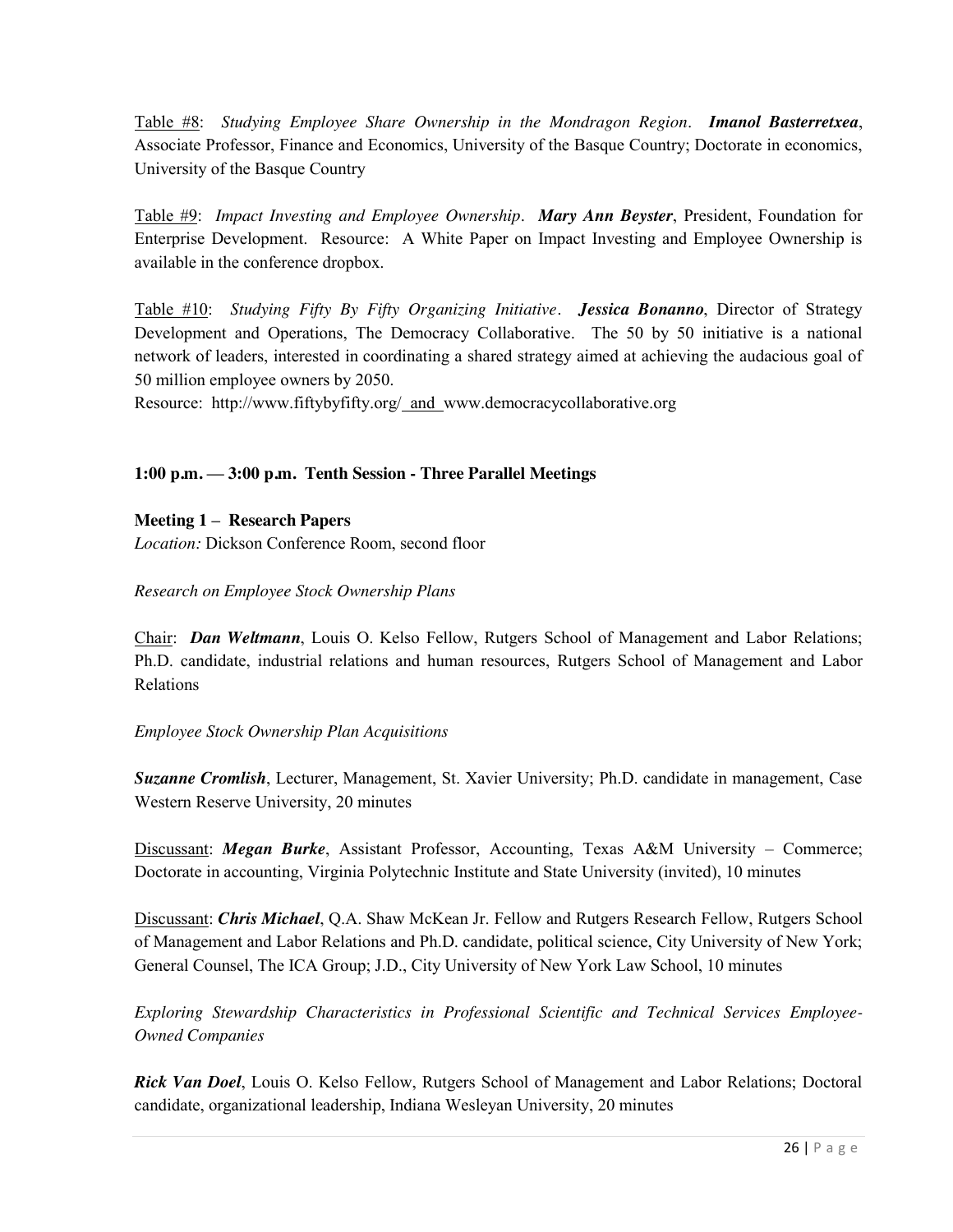Table #8: *Studying Employee Share Ownership in the Mondragon Region*. ***Imanol Basterretxea***, Associate Professor, Finance and Economics, University of the Basque Country; Doctorate in economics, University of the Basque Country

Table #9: *Impact Investing and Employee Ownership*. ***Mary Ann Beyster***, President, Foundation for Enterprise Development. Resource: A White Paper on Impact Investing and Employee Ownership is available in the conference dropbox.

Table #10: *Studying Fifty By Fifty Organizing Initiative*. ***Jessica Bonanno***, Director of Strategy Development and Operations, The Democracy Collaborative. The 50 by 50 initiative is a national network of leaders, interested in coordinating a shared strategy aimed at achieving the audacious goal of 50 million employee owners by 2050.
Resource: http://www.fiftybyfifty.org/ and www.democracycollaborative.org

**1:00 p.m. — 3:00 p.m. Tenth Session - Three Parallel Meetings**

**Meeting 1 – Research Papers**
*Location:* Dickson Conference Room, second floor

*Research on Employee Stock Ownership Plans*

Chair: ***Dan Weltmann***, Louis O. Kelso Fellow, Rutgers School of Management and Labor Relations; Ph.D. candidate, industrial relations and human resources, Rutgers School of Management and Labor Relations

*Employee Stock Ownership Plan Acquisitions*

***Suzanne Cromlish***, Lecturer, Management, St. Xavier University; Ph.D. candidate in management, Case Western Reserve University, 20 minutes

Discussant: ***Megan Burke***, Assistant Professor, Accounting, Texas A&M University – Commerce; Doctorate in accounting, Virginia Polytechnic Institute and State University (invited), 10 minutes

Discussant: ***Chris Michael***, Q.A. Shaw McKean Jr. Fellow and Rutgers Research Fellow, Rutgers School of Management and Labor Relations and Ph.D. candidate, political science, City University of New York; General Counsel, The ICA Group; J.D., City University of New York Law School, 10 minutes

*Exploring Stewardship Characteristics in Professional Scientific and Technical Services Employee-Owned Companies*

***Rick Van Doel***, Louis O. Kelso Fellow, Rutgers School of Management and Labor Relations; Doctoral candidate, organizational leadership, Indiana Wesleyan University, 20 minutes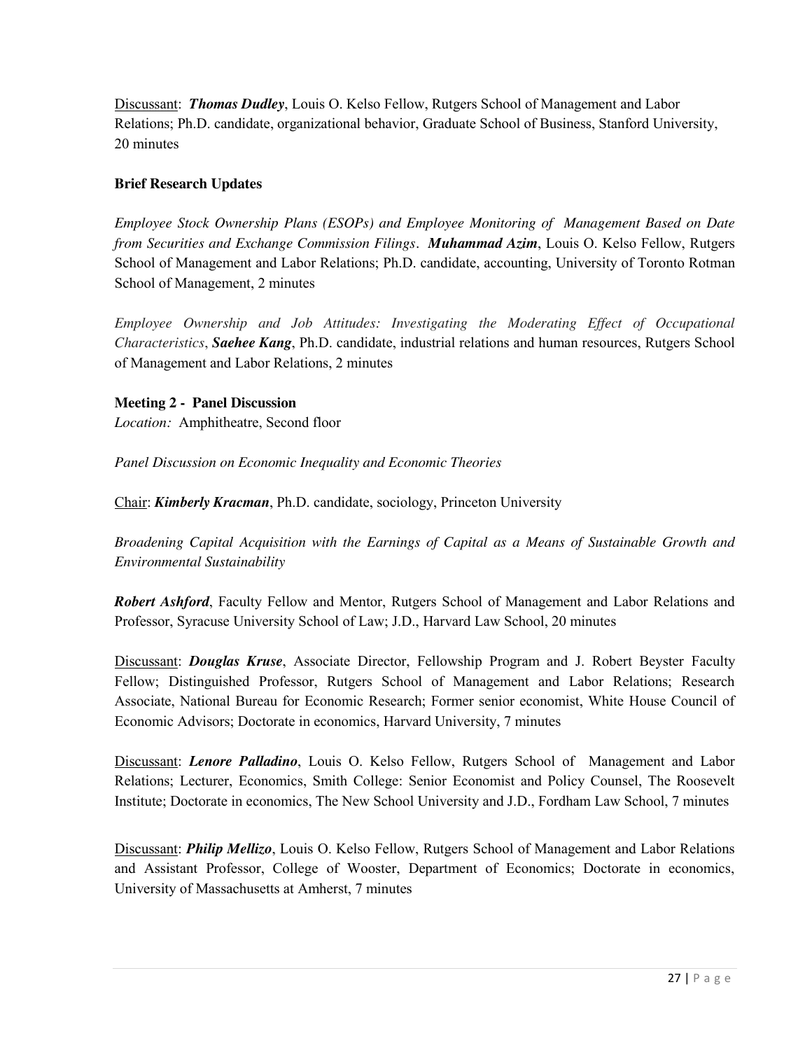Discussant: ***Thomas Dudley***, Louis O. Kelso Fellow, Rutgers School of Management and Labor Relations; Ph.D. candidate, organizational behavior, Graduate School of Business, Stanford University, 20 minutes

**Brief Research Updates**

*Employee Stock Ownership Plans (ESOPs) and Employee Monitoring of Management Based on Date from Securities and Exchange Commission Filings*. ***Muhammad Azim***, Louis O. Kelso Fellow, Rutgers School of Management and Labor Relations; Ph.D. candidate, accounting, University of Toronto Rotman School of Management, 2 minutes

*Employee Ownership and Job Attitudes: Investigating the Moderating Effect of Occupational Characteristics*, ***Saehee Kang***, Ph.D. candidate, industrial relations and human resources, Rutgers School of Management and Labor Relations, 2 minutes

**Meeting 2 - Panel Discussion**

*Location:* Amphitheatre, Second floor

*Panel Discussion on Economic Inequality and Economic Theories*

Chair: ***Kimberly Kracman***, Ph.D. candidate, sociology, Princeton University

*Broadening Capital Acquisition with the Earnings of Capital as a Means of Sustainable Growth and Environmental Sustainability*

***Robert Ashford***, Faculty Fellow and Mentor, Rutgers School of Management and Labor Relations and Professor, Syracuse University School of Law; J.D., Harvard Law School, 20 minutes

Discussant: ***Douglas Kruse***, Associate Director, Fellowship Program and J. Robert Beyster Faculty Fellow; Distinguished Professor, Rutgers School of Management and Labor Relations; Research Associate, National Bureau for Economic Research; Former senior economist, White House Council of Economic Advisors; Doctorate in economics, Harvard University, 7 minutes

Discussant: ***Lenore Palladino***, Louis O. Kelso Fellow, Rutgers School of Management and Labor Relations; Lecturer, Economics, Smith College: Senior Economist and Policy Counsel, The Roosevelt Institute; Doctorate in economics, The New School University and J.D., Fordham Law School, 7 minutes

Discussant: ***Philip Mellizo***, Louis O. Kelso Fellow, Rutgers School of Management and Labor Relations and Assistant Professor, College of Wooster, Department of Economics; Doctorate in economics, University of Massachusetts at Amherst, 7 minutes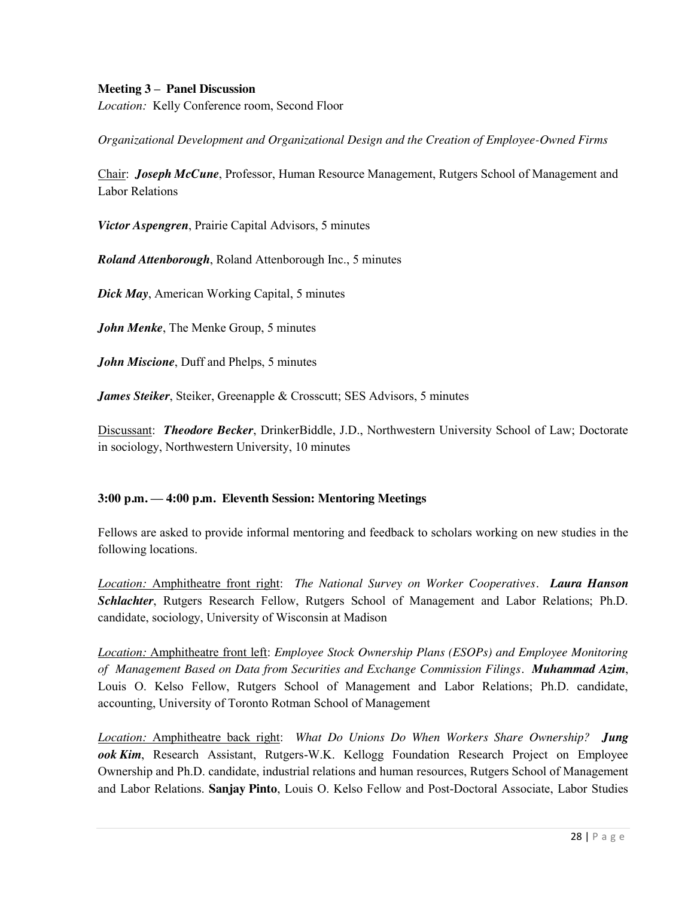**Meeting 3 – Panel Discussion**

*Location:* Kelly Conference room, Second Floor

*Organizational Development and Organizational Design and the Creation of Employee-Owned Firms*

Chair: ***Joseph McCune***, Professor, Human Resource Management, Rutgers School of Management and Labor Relations

***Victor Aspengren***, Prairie Capital Advisors, 5 minutes

***Roland Attenborough***, Roland Attenborough Inc., 5 minutes

***Dick May***, American Working Capital, 5 minutes

***John Menke***, The Menke Group, 5 minutes

***John Miscione***, Duff and Phelps, 5 minutes

***James Steiker***, Steiker, Greenapple & Crosscutt; SES Advisors, 5 minutes

Discussant: ***Theodore Becker***, DrinkerBiddle, J.D., Northwestern University School of Law; Doctorate in sociology, Northwestern University, 10 minutes

**3:00 p.m. — 4:00 p.m. Eleventh Session: Mentoring Meetings**

Fellows are asked to provide informal mentoring and feedback to scholars working on new studies in the following locations.

*Location:* Amphitheatre front right: *The National Survey on Worker Cooperatives*. ***Laura Hanson Schlachter***, Rutgers Research Fellow, Rutgers School of Management and Labor Relations; Ph.D. candidate, sociology, University of Wisconsin at Madison

*Location:* Amphitheatre front left: *Employee Stock Ownership Plans (ESOPs) and Employee Monitoring of Management Based on Data from Securities and Exchange Commission Filings*. ***Muhammad Azim***, Louis O. Kelso Fellow, Rutgers School of Management and Labor Relations; Ph.D. candidate, accounting, University of Toronto Rotman School of Management

*Location:* Amphitheatre back right: *What Do Unions Do When Workers Share Ownership?* ***Jung ook Kim***, Research Assistant, Rutgers-W.K. Kellogg Foundation Research Project on Employee Ownership and Ph.D. candidate, industrial relations and human resources, Rutgers School of Management and Labor Relations. **Sanjay Pinto**, Louis O. Kelso Fellow and Post-Doctoral Associate, Labor Studies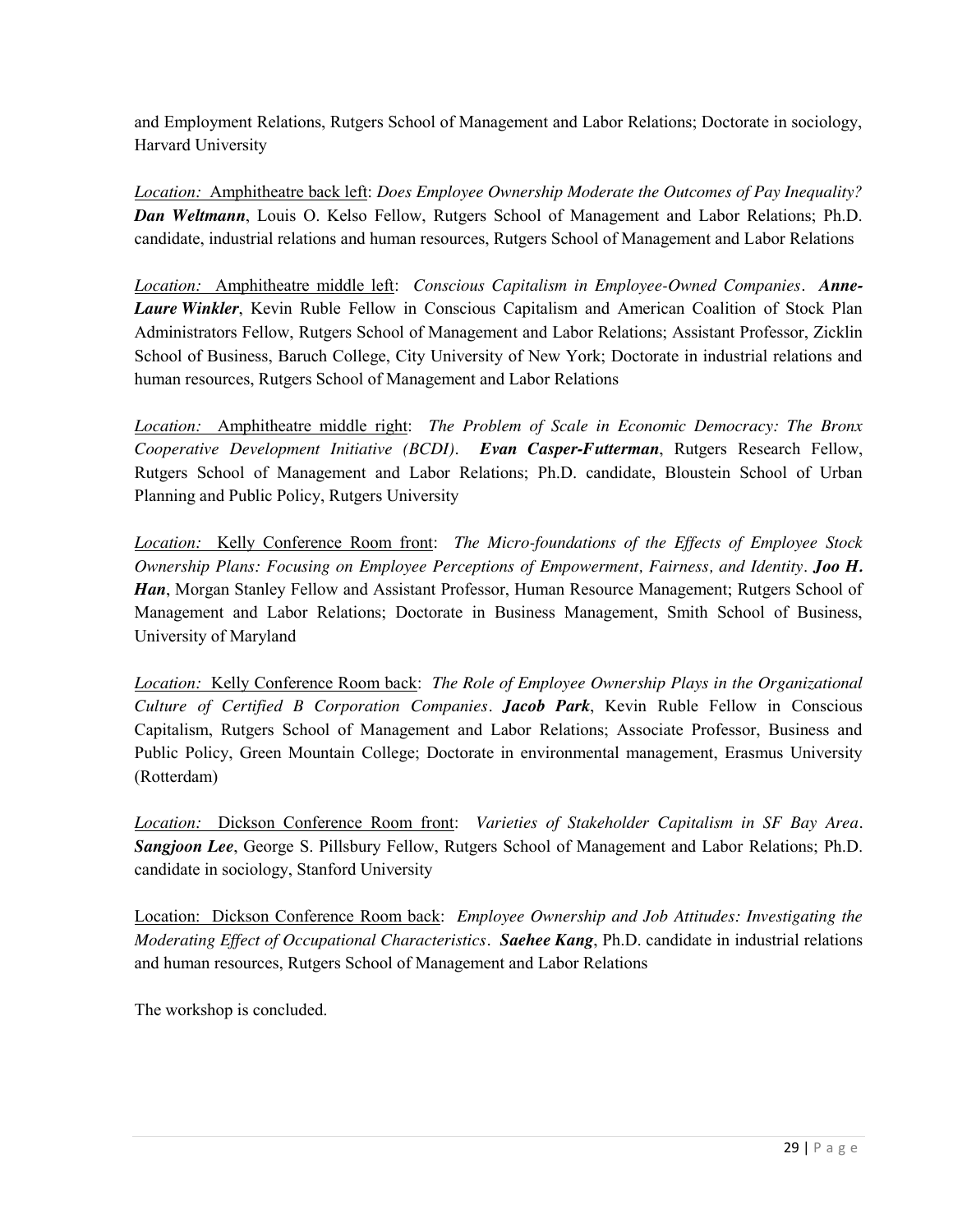and Employment Relations, Rutgers School of Management and Labor Relations; Doctorate in sociology, Harvard University

*Location:* Amphitheatre back left: *Does Employee Ownership Moderate the Outcomes of Pay Inequality?* ***Dan Weltmann***, Louis O. Kelso Fellow, Rutgers School of Management and Labor Relations; Ph.D. candidate, industrial relations and human resources, Rutgers School of Management and Labor Relations

*Location:* Amphitheatre middle left: *Conscious Capitalism in Employee-Owned Companies*. ***Anne-Laure Winkler***, Kevin Ruble Fellow in Conscious Capitalism and American Coalition of Stock Plan Administrators Fellow, Rutgers School of Management and Labor Relations; Assistant Professor, Zicklin School of Business, Baruch College, City University of New York; Doctorate in industrial relations and human resources, Rutgers School of Management and Labor Relations

*Location:* Amphitheatre middle right: *The Problem of Scale in Economic Democracy: The Bronx Cooperative Development Initiative (BCDI)*. ***Evan Casper-Futterman***, Rutgers Research Fellow, Rutgers School of Management and Labor Relations; Ph.D. candidate, Bloustein School of Urban Planning and Public Policy, Rutgers University

*Location:* Kelly Conference Room front: *The Micro-foundations of the Effects of Employee Stock Ownership Plans: Focusing on Employee Perceptions of Empowerment, Fairness, and Identity*. ***Joo H. Han***, Morgan Stanley Fellow and Assistant Professor, Human Resource Management; Rutgers School of Management and Labor Relations; Doctorate in Business Management, Smith School of Business, University of Maryland

*Location:* Kelly Conference Room back: *The Role of Employee Ownership Plays in the Organizational Culture of Certified B Corporation Companies*. ***Jacob Park***, Kevin Ruble Fellow in Conscious Capitalism, Rutgers School of Management and Labor Relations; Associate Professor, Business and Public Policy, Green Mountain College; Doctorate in environmental management, Erasmus University (Rotterdam)

*Location:* Dickson Conference Room front: *Varieties of Stakeholder Capitalism in SF Bay Area*. ***Sangjoon Lee***, George S. Pillsbury Fellow, Rutgers School of Management and Labor Relations; Ph.D. candidate in sociology, Stanford University

Location: Dickson Conference Room back: *Employee Ownership and Job Attitudes: Investigating the Moderating Effect of Occupational Characteristics*. ***Saehee Kang***, Ph.D. candidate in industrial relations and human resources, Rutgers School of Management and Labor Relations

The workshop is concluded.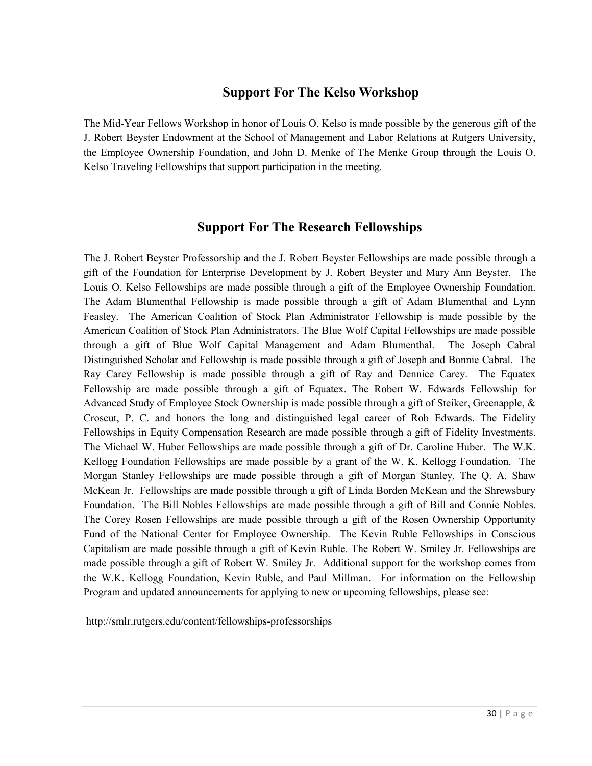## Support For The Kelso Workshop

The Mid-Year Fellows Workshop in honor of Louis O. Kelso is made possible by the generous gift of the J. Robert Beyster Endowment at the School of Management and Labor Relations at Rutgers University, the Employee Ownership Foundation, and John D. Menke of The Menke Group through the Louis O. Kelso Traveling Fellowships that support participation in the meeting.

## Support For The Research Fellowships

The J. Robert Beyster Professorship and the J. Robert Beyster Fellowships are made possible through a gift of the Foundation for Enterprise Development by J. Robert Beyster and Mary Ann Beyster. The Louis O. Kelso Fellowships are made possible through a gift of the Employee Ownership Foundation. The Adam Blumenthal Fellowship is made possible through a gift of Adam Blumenthal and Lynn Feasley. The American Coalition of Stock Plan Administrator Fellowship is made possible by the American Coalition of Stock Plan Administrators. The Blue Wolf Capital Fellowships are made possible through a gift of Blue Wolf Capital Management and Adam Blumenthal. The Joseph Cabral Distinguished Scholar and Fellowship is made possible through a gift of Joseph and Bonnie Cabral. The Ray Carey Fellowship is made possible through a gift of Ray and Dennice Carey. The Equatex Fellowship are made possible through a gift of Equatex. The Robert W. Edwards Fellowship for Advanced Study of Employee Stock Ownership is made possible through a gift of Steiker, Greenapple, & Croscut, P. C. and honors the long and distinguished legal career of Rob Edwards. The Fidelity Fellowships in Equity Compensation Research are made possible through a gift of Fidelity Investments. The Michael W. Huber Fellowships are made possible through a gift of Dr. Caroline Huber. The W.K. Kellogg Foundation Fellowships are made possible by a grant of the W. K. Kellogg Foundation. The Morgan Stanley Fellowships are made possible through a gift of Morgan Stanley. The Q. A. Shaw McKean Jr. Fellowships are made possible through a gift of Linda Borden McKean and the Shrewsbury Foundation. The Bill Nobles Fellowships are made possible through a gift of Bill and Connie Nobles. The Corey Rosen Fellowships are made possible through a gift of the Rosen Ownership Opportunity Fund of the National Center for Employee Ownership. The Kevin Ruble Fellowships in Conscious Capitalism are made possible through a gift of Kevin Ruble. The Robert W. Smiley Jr. Fellowships are made possible through a gift of Robert W. Smiley Jr. Additional support for the workshop comes from the W.K. Kellogg Foundation, Kevin Ruble, and Paul Millman. For information on the Fellowship Program and updated announcements for applying to new or upcoming fellowships, please see:

http://smlr.rutgers.edu/content/fellowships-professorships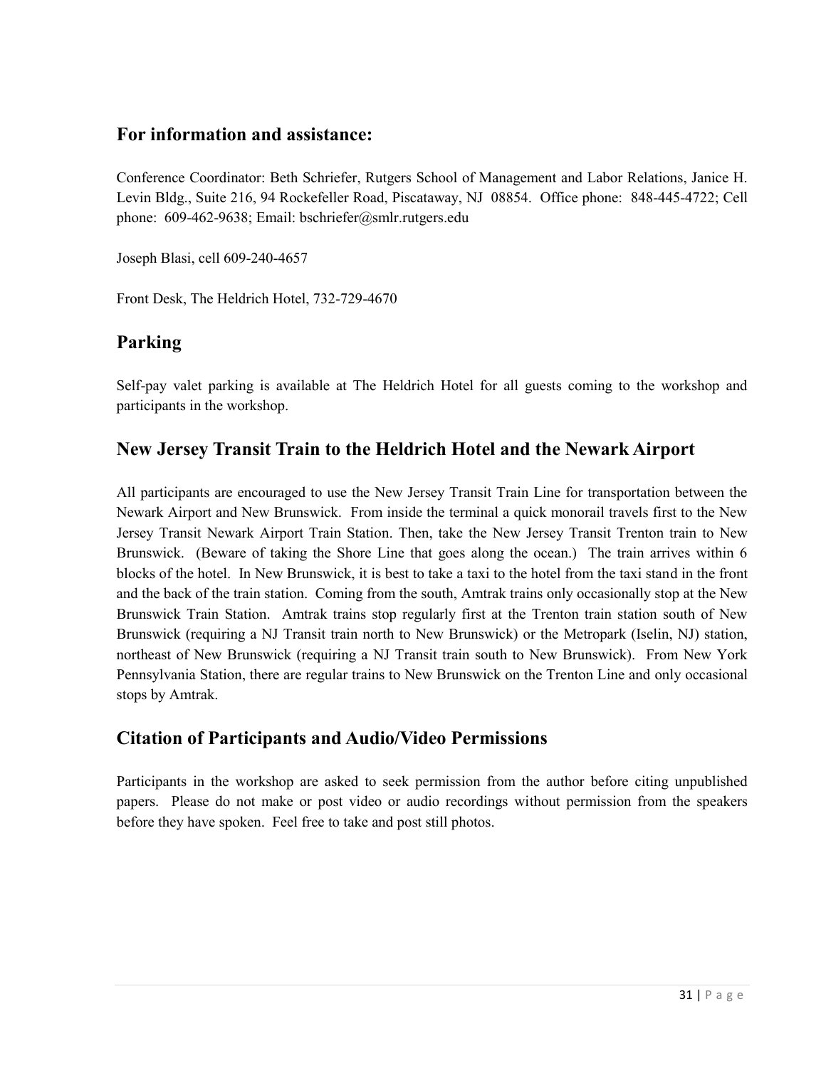## For information and assistance:

Conference Coordinator: Beth Schriefer, Rutgers School of Management and Labor Relations, Janice H. Levin Bldg., Suite 216, 94 Rockefeller Road, Piscataway, NJ 08854. Office phone: 848-445-4722; Cell phone: 609-462-9638; Email: bschriefer@smlr.rutgers.edu

Joseph Blasi, cell 609-240-4657

Front Desk, The Heldrich Hotel, 732-729-4670

## Parking

Self-pay valet parking is available at The Heldrich Hotel for all guests coming to the workshop and participants in the workshop.

## New Jersey Transit Train to the Heldrich Hotel and the Newark Airport

All participants are encouraged to use the New Jersey Transit Train Line for transportation between the Newark Airport and New Brunswick. From inside the terminal a quick monorail travels first to the New Jersey Transit Newark Airport Train Station. Then, take the New Jersey Transit Trenton train to New Brunswick. (Beware of taking the Shore Line that goes along the ocean.) The train arrives within 6 blocks of the hotel. In New Brunswick, it is best to take a taxi to the hotel from the taxi stand in the front and the back of the train station. Coming from the south, Amtrak trains only occasionally stop at the New Brunswick Train Station. Amtrak trains stop regularly first at the Trenton train station south of New Brunswick (requiring a NJ Transit train north to New Brunswick) or the Metropark (Iselin, NJ) station, northeast of New Brunswick (requiring a NJ Transit train south to New Brunswick). From New York Pennsylvania Station, there are regular trains to New Brunswick on the Trenton Line and only occasional stops by Amtrak.

## Citation of Participants and Audio/Video Permissions

Participants in the workshop are asked to seek permission from the author before citing unpublished papers. Please do not make or post video or audio recordings without permission from the speakers before they have spoken. Feel free to take and post still photos.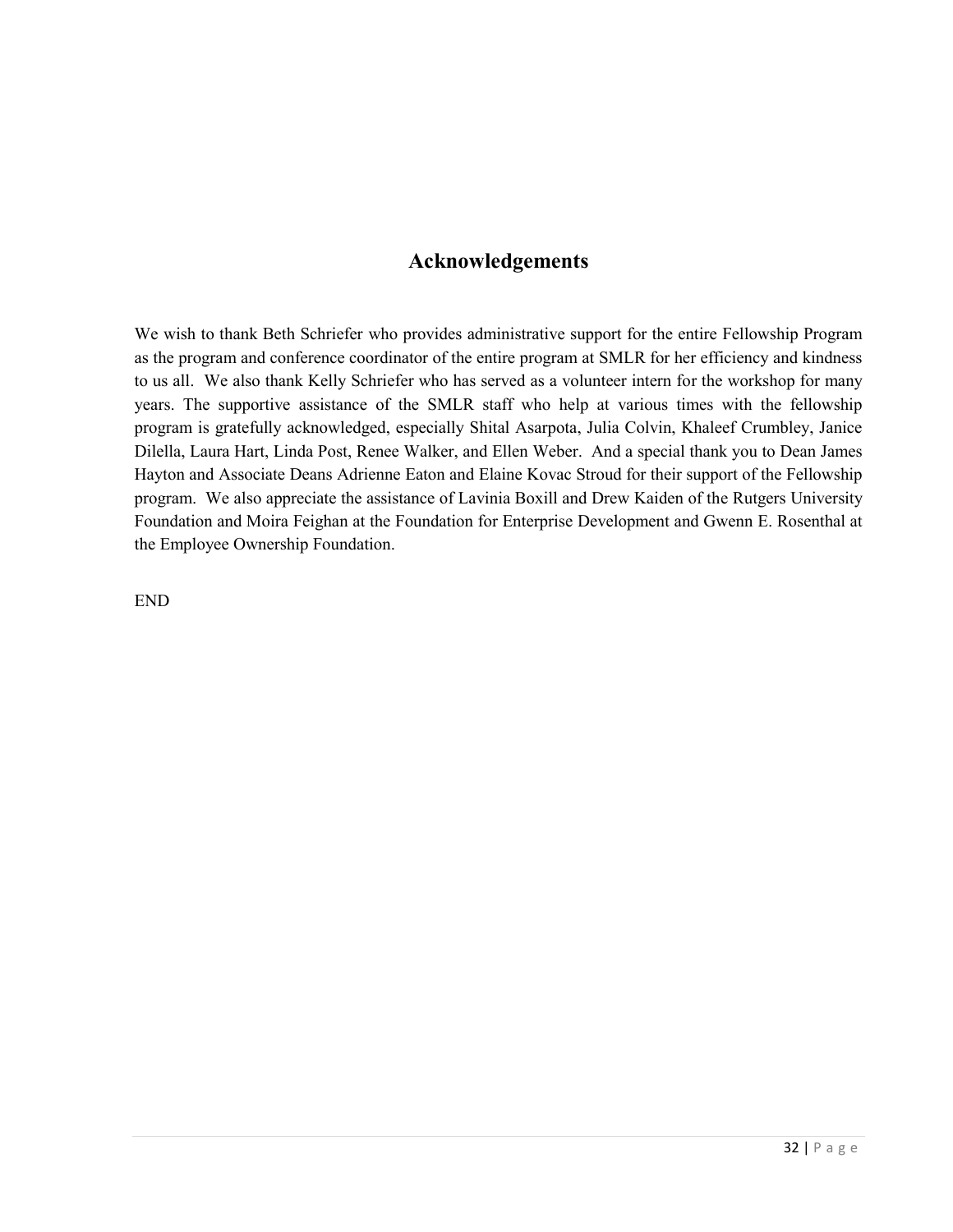## Acknowledgements

We wish to thank Beth Schriefer who provides administrative support for the entire Fellowship Program as the program and conference coordinator of the entire program at SMLR for her efficiency and kindness to us all. We also thank Kelly Schriefer who has served as a volunteer intern for the workshop for many years. The supportive assistance of the SMLR staff who help at various times with the fellowship program is gratefully acknowledged, especially Shital Asarpota, Julia Colvin, Khaleef Crumbley, Janice Dilella, Laura Hart, Linda Post, Renee Walker, and Ellen Weber. And a special thank you to Dean James Hayton and Associate Deans Adrienne Eaton and Elaine Kovac Stroud for their support of the Fellowship program. We also appreciate the assistance of Lavinia Boxill and Drew Kaiden of the Rutgers University Foundation and Moira Feighan at the Foundation for Enterprise Development and Gwenn E. Rosenthal at the Employee Ownership Foundation.

END